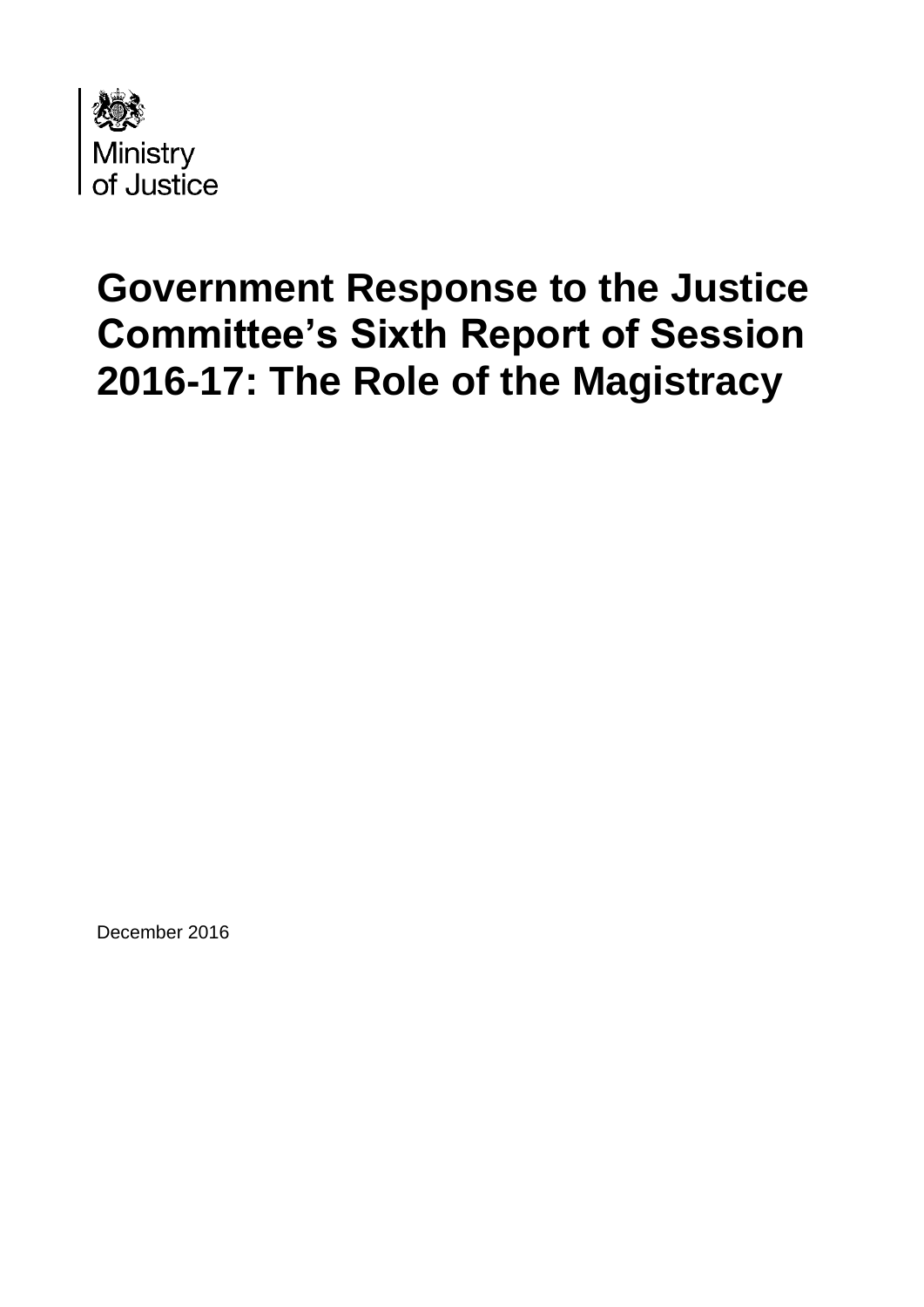Ministry of Justice

# Government Response to the Justice Committee's Sixth Report of Session 2016-17: The Role of the Magistracy

December 2016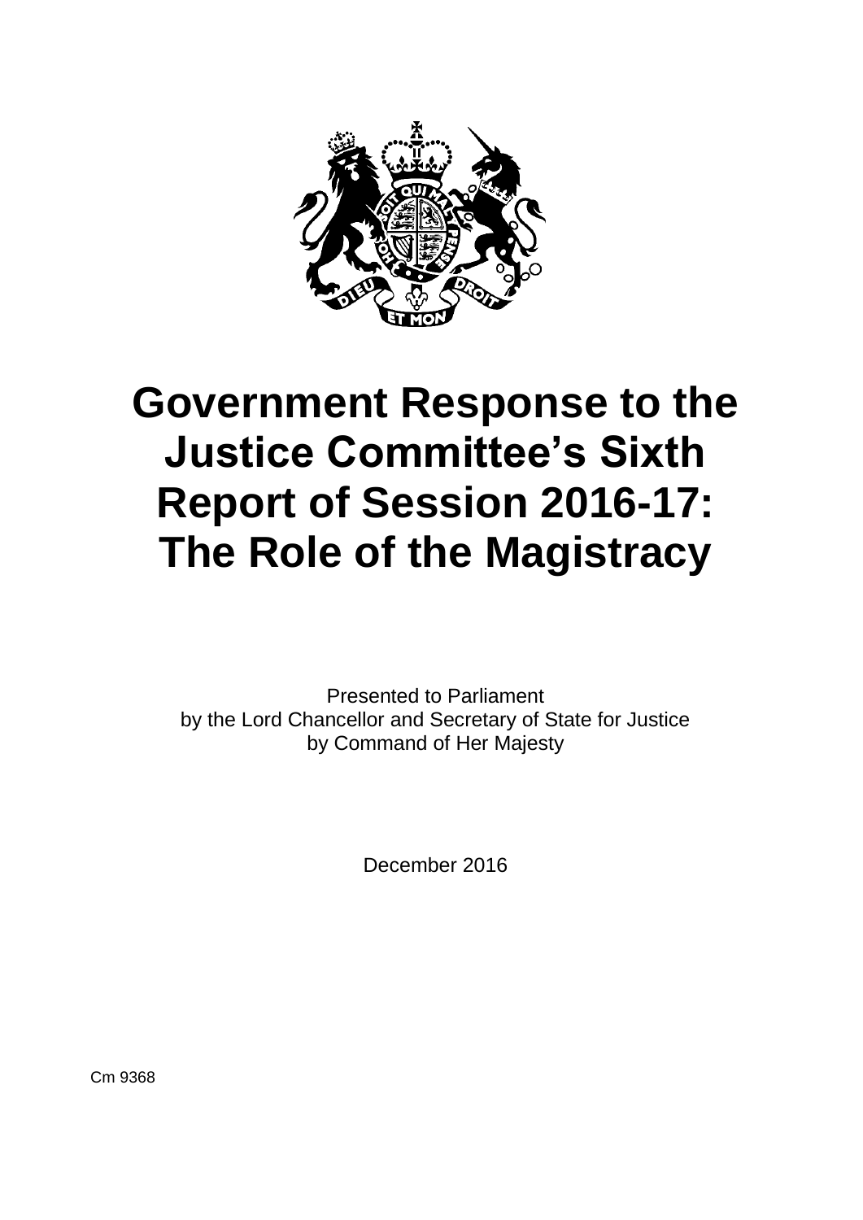# Government Response to the Justice Committee's Sixth Report of Session 2016-17: The Role of the Magistracy

Presented to Parliament
by the Lord Chancellor and Secretary of State for Justice
by Command of Her Majesty

December 2016

Cm 9368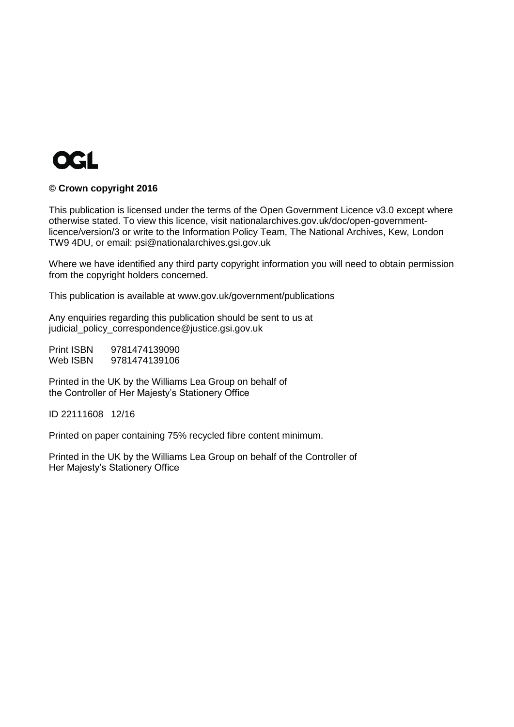OGL

**© Crown copyright 2016**

This publication is licensed under the terms of the Open Government Licence v3.0 except where otherwise stated. To view this licence, visit nationalarchives.gov.uk/doc/open-government-licence/version/3 or write to the Information Policy Team, The National Archives, Kew, London TW9 4DU, or email: psi@nationalarchives.gsi.gov.uk

Where we have identified any third party copyright information you will need to obtain permission from the copyright holders concerned.

This publication is available at www.gov.uk/government/publications

Any enquiries regarding this publication should be sent to us at judicial_policy_correspondence@justice.gsi.gov.uk

Print ISBN 9781474139090
Web ISBN 9781474139106

Printed in the UK by the Williams Lea Group on behalf of the Controller of Her Majesty's Stationery Office

ID 22111608 12/16

Printed on paper containing 75% recycled fibre content minimum.

Printed in the UK by the Williams Lea Group on behalf of the Controller of Her Majesty's Stationery Office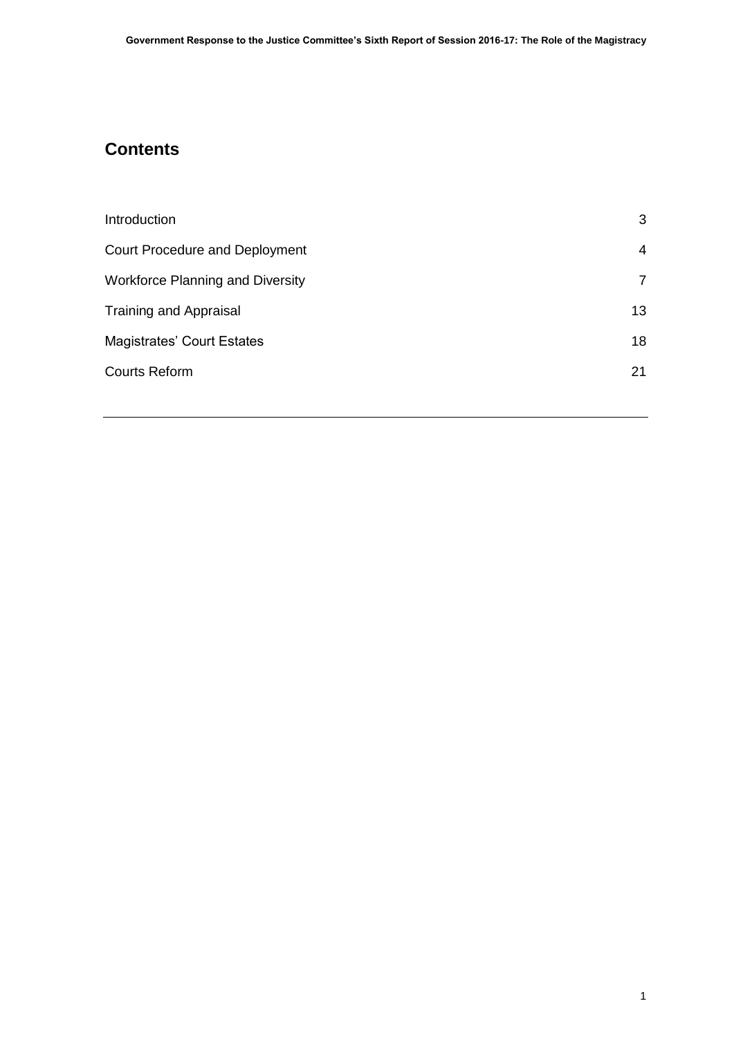## Contents

| | |
|---|---|
| Introduction | 3 |
| Court Procedure and Deployment | 4 |
| Workforce Planning and Diversity | 7 |
| Training and Appraisal | 13 |
| Magistrates' Court Estates | 18 |
| Courts Reform | 21 |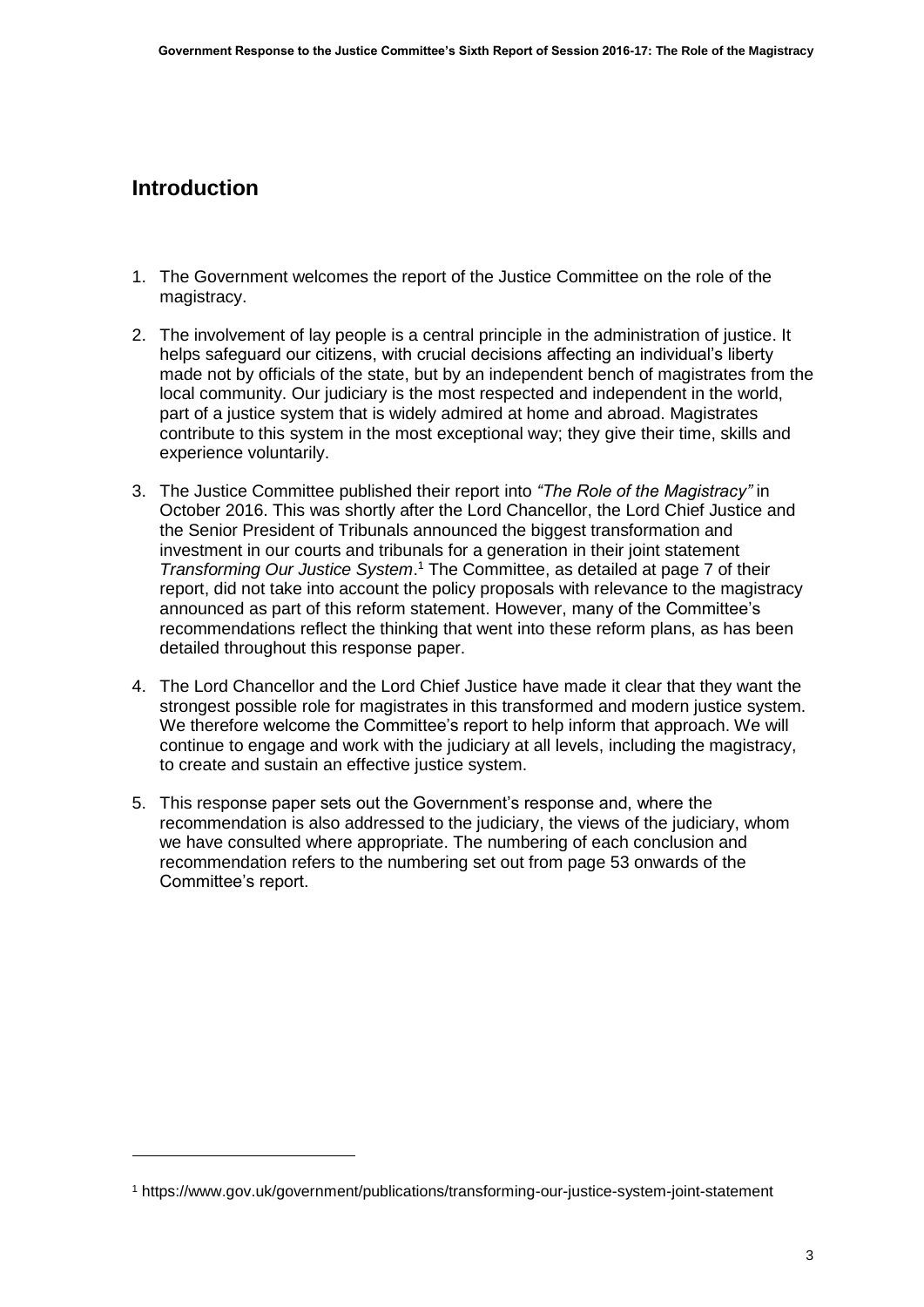## Introduction

1. The Government welcomes the report of the Justice Committee on the role of the magistracy.
2. The involvement of lay people is a central principle in the administration of justice. It helps safeguard our citizens, with crucial decisions affecting an individual's liberty made not by officials of the state, but by an independent bench of magistrates from the local community. Our judiciary is the most respected and independent in the world, part of a justice system that is widely admired at home and abroad. Magistrates contribute to this system in the most exceptional way; they give their time, skills and experience voluntarily.
3. The Justice Committee published their report into *"The Role of the Magistracy"* in October 2016. This was shortly after the Lord Chancellor, the Lord Chief Justice and the Senior President of Tribunals announced the biggest transformation and investment in our courts and tribunals for a generation in their joint statement *Transforming Our Justice System*.[1] The Committee, as detailed at page 7 of their report, did not take into account the policy proposals with relevance to the magistracy announced as part of this reform statement. However, many of the Committee's recommendations reflect the thinking that went into these reform plans, as has been detailed throughout this response paper.
4. The Lord Chancellor and the Lord Chief Justice have made it clear that they want the strongest possible role for magistrates in this transformed and modern justice system. We therefore welcome the Committee's report to help inform that approach. We will continue to engage and work with the judiciary at all levels, including the magistracy, to create and sustain an effective justice system.
5. This response paper sets out the Government's response and, where the recommendation is also addressed to the judiciary, the views of the judiciary, whom we have consulted where appropriate. The numbering of each conclusion and recommendation refers to the numbering set out from page 53 onwards of the Committee's report.

[1] https://www.gov.uk/government/publications/transforming-our-justice-system-joint-statement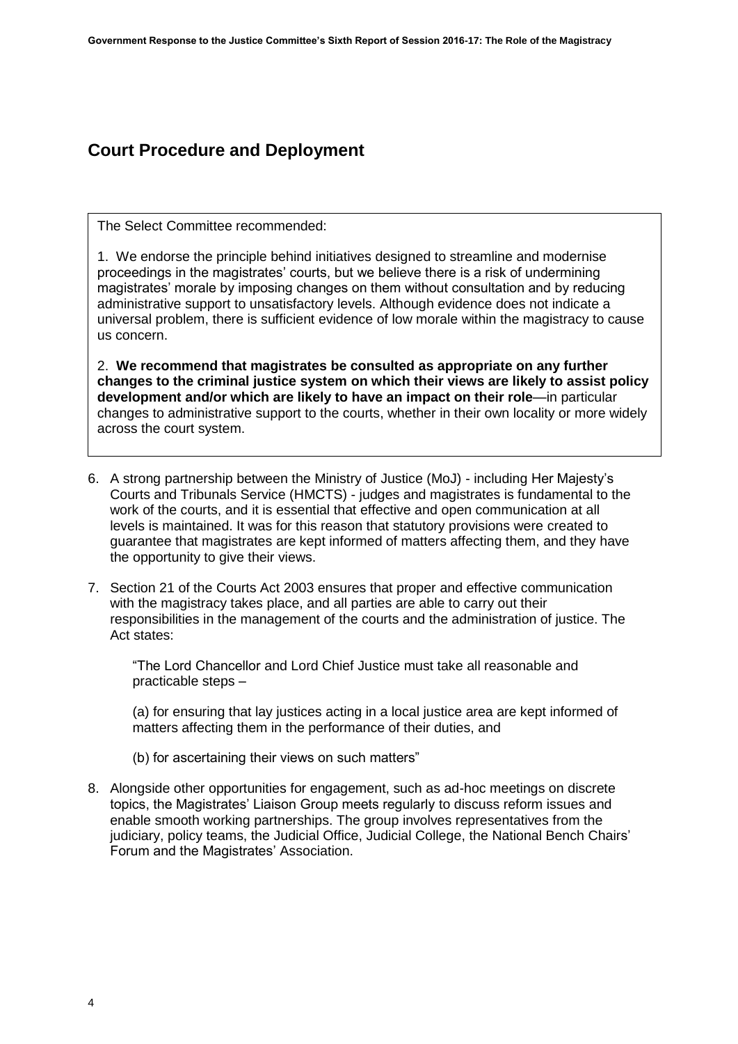## Court Procedure and Deployment

> The Select Committee recommended:
>
> 1. We endorse the principle behind initiatives designed to streamline and modernise proceedings in the magistrates' courts, but we believe there is a risk of undermining magistrates' morale by imposing changes on them without consultation and by reducing administrative support to unsatisfactory levels. Although evidence does not indicate a universal problem, there is sufficient evidence of low morale within the magistracy to cause us concern.
>
> 2. **We recommend that magistrates be consulted as appropriate on any further changes to the criminal justice system on which their views are likely to assist policy development and/or which are likely to have an impact on their role**—in particular changes to administrative support to the courts, whether in their own locality or more widely across the court system.

6. A strong partnership between the Ministry of Justice (MoJ) - including Her Majesty's Courts and Tribunals Service (HMCTS) - judges and magistrates is fundamental to the work of the courts, and it is essential that effective and open communication at all levels is maintained. It was for this reason that statutory provisions were created to guarantee that magistrates are kept informed of matters affecting them, and they have the opportunity to give their views.

7. Section 21 of the Courts Act 2003 ensures that proper and effective communication with the magistracy takes place, and all parties are able to carry out their responsibilities in the management of the courts and the administration of justice. The Act states:

   "The Lord Chancellor and Lord Chief Justice must take all reasonable and practicable steps –

   (a) for ensuring that lay justices acting in a local justice area are kept informed of matters affecting them in the performance of their duties, and

   (b) for ascertaining their views on such matters"

8. Alongside other opportunities for engagement, such as ad-hoc meetings on discrete topics, the Magistrates' Liaison Group meets regularly to discuss reform issues and enable smooth working partnerships. The group involves representatives from the judiciary, policy teams, the Judicial Office, Judicial College, the National Bench Chairs' Forum and the Magistrates' Association.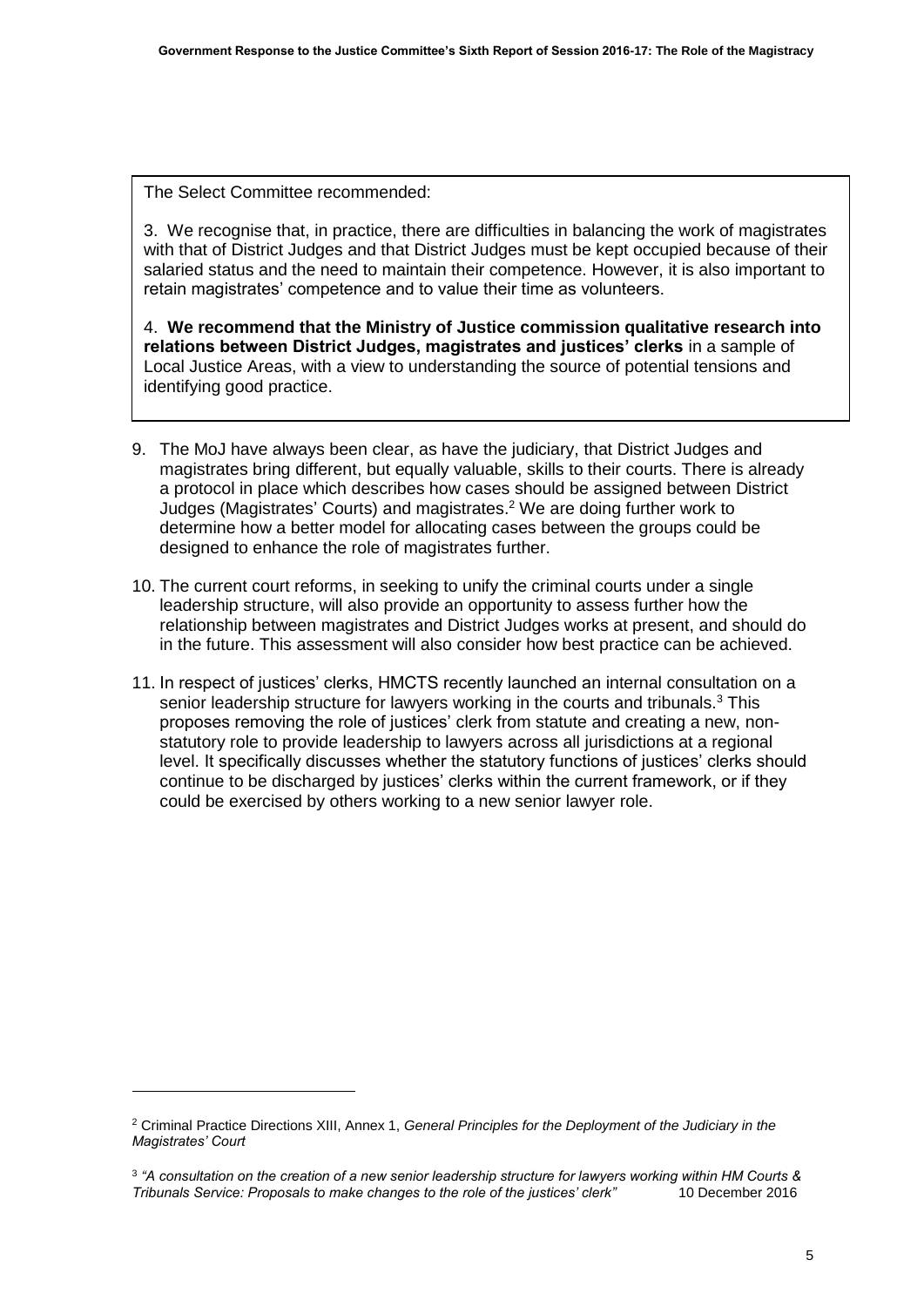The Select Committee recommended:

3. We recognise that, in practice, there are difficulties in balancing the work of magistrates with that of District Judges and that District Judges must be kept occupied because of their salaried status and the need to maintain their competence. However, it is also important to retain magistrates' competence and to value their time as volunteers.

4. **We recommend that the Ministry of Justice commission qualitative research into relations between District Judges, magistrates and justices' clerks** in a sample of Local Justice Areas, with a view to understanding the source of potential tensions and identifying good practice.

9. The MoJ have always been clear, as have the judiciary, that District Judges and magistrates bring different, but equally valuable, skills to their courts. There is already a protocol in place which describes how cases should be assigned between District Judges (Magistrates' Courts) and magistrates.[2] We are doing further work to determine how a better model for allocating cases between the groups could be designed to enhance the role of magistrates further.

10. The current court reforms, in seeking to unify the criminal courts under a single leadership structure, will also provide an opportunity to assess further how the relationship between magistrates and District Judges works at present, and should do in the future. This assessment will also consider how best practice can be achieved.

11. In respect of justices' clerks, HMCTS recently launched an internal consultation on a senior leadership structure for lawyers working in the courts and tribunals.[3] This proposes removing the role of justices' clerk from statute and creating a new, non-statutory role to provide leadership to lawyers across all jurisdictions at a regional level. It specifically discusses whether the statutory functions of justices' clerks should continue to be discharged by justices' clerks within the current framework, or if they could be exercised by others working to a new senior lawyer role.

---

[2] Criminal Practice Directions XIII, Annex 1, *General Principles for the Deployment of the Judiciary in the Magistrates' Court*

[3] *"A consultation on the creation of a new senior leadership structure for lawyers working within HM Courts & Tribunals Service: Proposals to make changes to the role of the justices' clerk"* 10 December 2016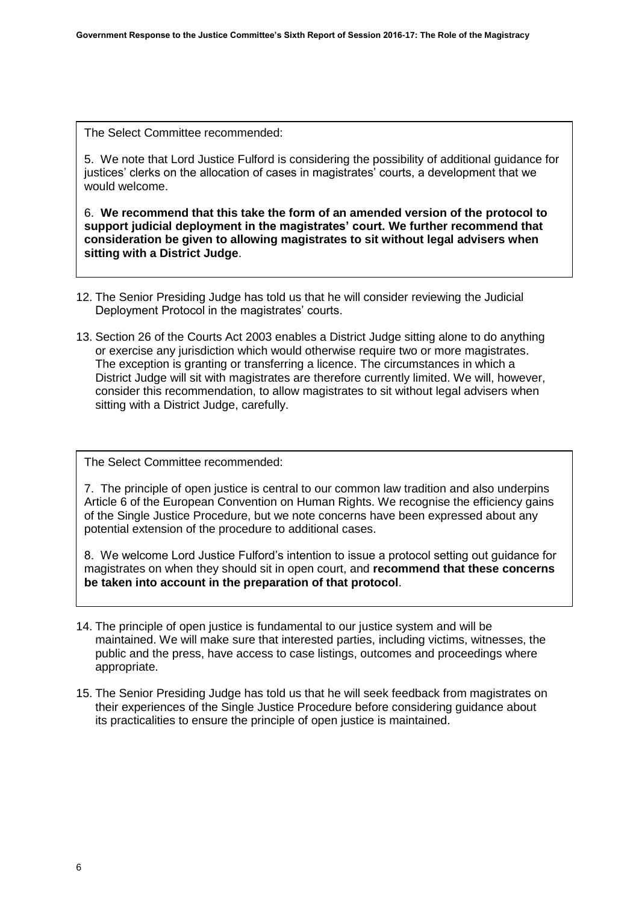The Select Committee recommended:

5. We note that Lord Justice Fulford is considering the possibility of additional guidance for justices' clerks on the allocation of cases in magistrates' courts, a development that we would welcome.

6. **We recommend that this take the form of an amended version of the protocol to support judicial deployment in the magistrates' court. We further recommend that consideration be given to allowing magistrates to sit without legal advisers when sitting with a District Judge**.

12. The Senior Presiding Judge has told us that he will consider reviewing the Judicial Deployment Protocol in the magistrates' courts.

13. Section 26 of the Courts Act 2003 enables a District Judge sitting alone to do anything or exercise any jurisdiction which would otherwise require two or more magistrates. The exception is granting or transferring a licence. The circumstances in which a District Judge will sit with magistrates are therefore currently limited. We will, however, consider this recommendation, to allow magistrates to sit without legal advisers when sitting with a District Judge, carefully.

The Select Committee recommended:

7. The principle of open justice is central to our common law tradition and also underpins Article 6 of the European Convention on Human Rights. We recognise the efficiency gains of the Single Justice Procedure, but we note concerns have been expressed about any potential extension of the procedure to additional cases.

8. We welcome Lord Justice Fulford's intention to issue a protocol setting out guidance for magistrates on when they should sit in open court, and **recommend that these concerns be taken into account in the preparation of that protocol**.

14. The principle of open justice is fundamental to our justice system and will be maintained. We will make sure that interested parties, including victims, witnesses, the public and the press, have access to case listings, outcomes and proceedings where appropriate.

15. The Senior Presiding Judge has told us that he will seek feedback from magistrates on their experiences of the Single Justice Procedure before considering guidance about its practicalities to ensure the principle of open justice is maintained.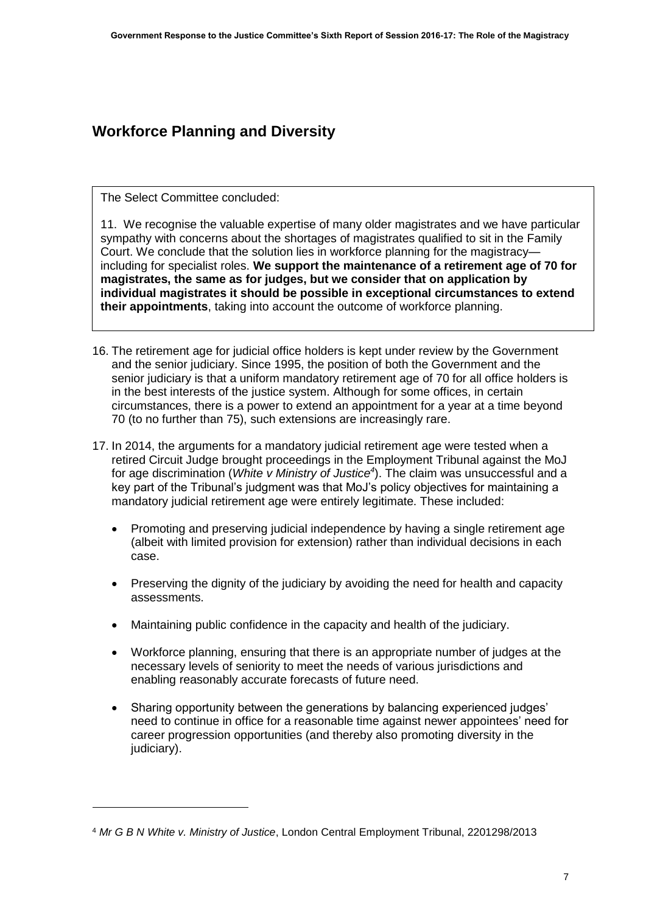## Workforce Planning and Diversity

The Select Committee concluded:

11. We recognise the valuable expertise of many older magistrates and we have particular sympathy with concerns about the shortages of magistrates qualified to sit in the Family Court. We conclude that the solution lies in workforce planning for the magistracy—including for specialist roles. **We support the maintenance of a retirement age of 70 for magistrates, the same as for judges, but we consider that on application by individual magistrates it should be possible in exceptional circumstances to extend their appointments**, taking into account the outcome of workforce planning.

16. The retirement age for judicial office holders is kept under review by the Government and the senior judiciary. Since 1995, the position of both the Government and the senior judiciary is that a uniform mandatory retirement age of 70 for all office holders is in the best interests of the justice system. Although for some offices, in certain circumstances, there is a power to extend an appointment for a year at a time beyond 70 (to no further than 75), such extensions are increasingly rare.

17. In 2014, the arguments for a mandatory judicial retirement age were tested when a retired Circuit Judge brought proceedings in the Employment Tribunal against the MoJ for age discrimination (*White v Ministry of Justice*[4]). The claim was unsuccessful and a key part of the Tribunal's judgment was that MoJ's policy objectives for maintaining a mandatory judicial retirement age were entirely legitimate. These included:

    - Promoting and preserving judicial independence by having a single retirement age (albeit with limited provision for extension) rather than individual decisions in each case.
    - Preserving the dignity of the judiciary by avoiding the need for health and capacity assessments.
    - Maintaining public confidence in the capacity and health of the judiciary.
    - Workforce planning, ensuring that there is an appropriate number of judges at the necessary levels of seniority to meet the needs of various jurisdictions and enabling reasonably accurate forecasts of future need.
    - Sharing opportunity between the generations by balancing experienced judges' need to continue in office for a reasonable time against newer appointees' need for career progression opportunities (and thereby also promoting diversity in the judiciary).

[4] *Mr G B N White v. Ministry of Justice*, London Central Employment Tribunal, 2201298/2013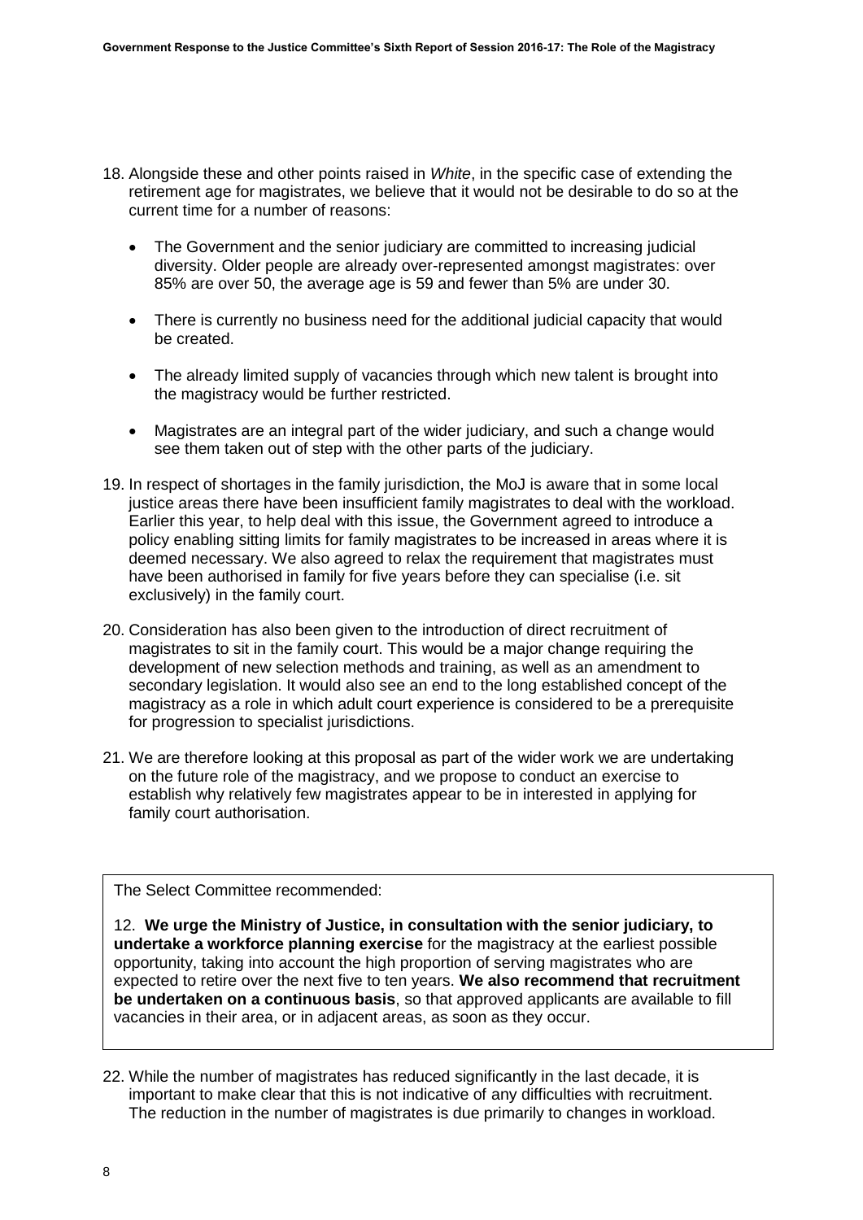18. Alongside these and other points raised in *White*, in the specific case of extending the retirement age for magistrates, we believe that it would not be desirable to do so at the current time for a number of reasons:

    - The Government and the senior judiciary are committed to increasing judicial diversity. Older people are already over-represented amongst magistrates: over 85% are over 50, the average age is 59 and fewer than 5% are under 30.

    - There is currently no business need for the additional judicial capacity that would be created.

    - The already limited supply of vacancies through which new talent is brought into the magistracy would be further restricted.

    - Magistrates are an integral part of the wider judiciary, and such a change would see them taken out of step with the other parts of the judiciary.

19. In respect of shortages in the family jurisdiction, the MoJ is aware that in some local justice areas there have been insufficient family magistrates to deal with the workload. Earlier this year, to help deal with this issue, the Government agreed to introduce a policy enabling sitting limits for family magistrates to be increased in areas where it is deemed necessary. We also agreed to relax the requirement that magistrates must have been authorised in family for five years before they can specialise (i.e. sit exclusively) in the family court.

20. Consideration has also been given to the introduction of direct recruitment of magistrates to sit in the family court. This would be a major change requiring the development of new selection methods and training, as well as an amendment to secondary legislation. It would also see an end to the long established concept of the magistracy as a role in which adult court experience is considered to be a prerequisite for progression to specialist jurisdictions.

21. We are therefore looking at this proposal as part of the wider work we are undertaking on the future role of the magistracy, and we propose to conduct an exercise to establish why relatively few magistrates appear to be in interested in applying for family court authorisation.

> The Select Committee recommended:
>
> 12. **We urge the Ministry of Justice, in consultation with the senior judiciary, to undertake a workforce planning exercise** for the magistracy at the earliest possible opportunity, taking into account the high proportion of serving magistrates who are expected to retire over the next five to ten years. **We also recommend that recruitment be undertaken on a continuous basis**, so that approved applicants are available to fill vacancies in their area, or in adjacent areas, as soon as they occur.

22. While the number of magistrates has reduced significantly in the last decade, it is important to make clear that this is not indicative of any difficulties with recruitment. The reduction in the number of magistrates is due primarily to changes in workload.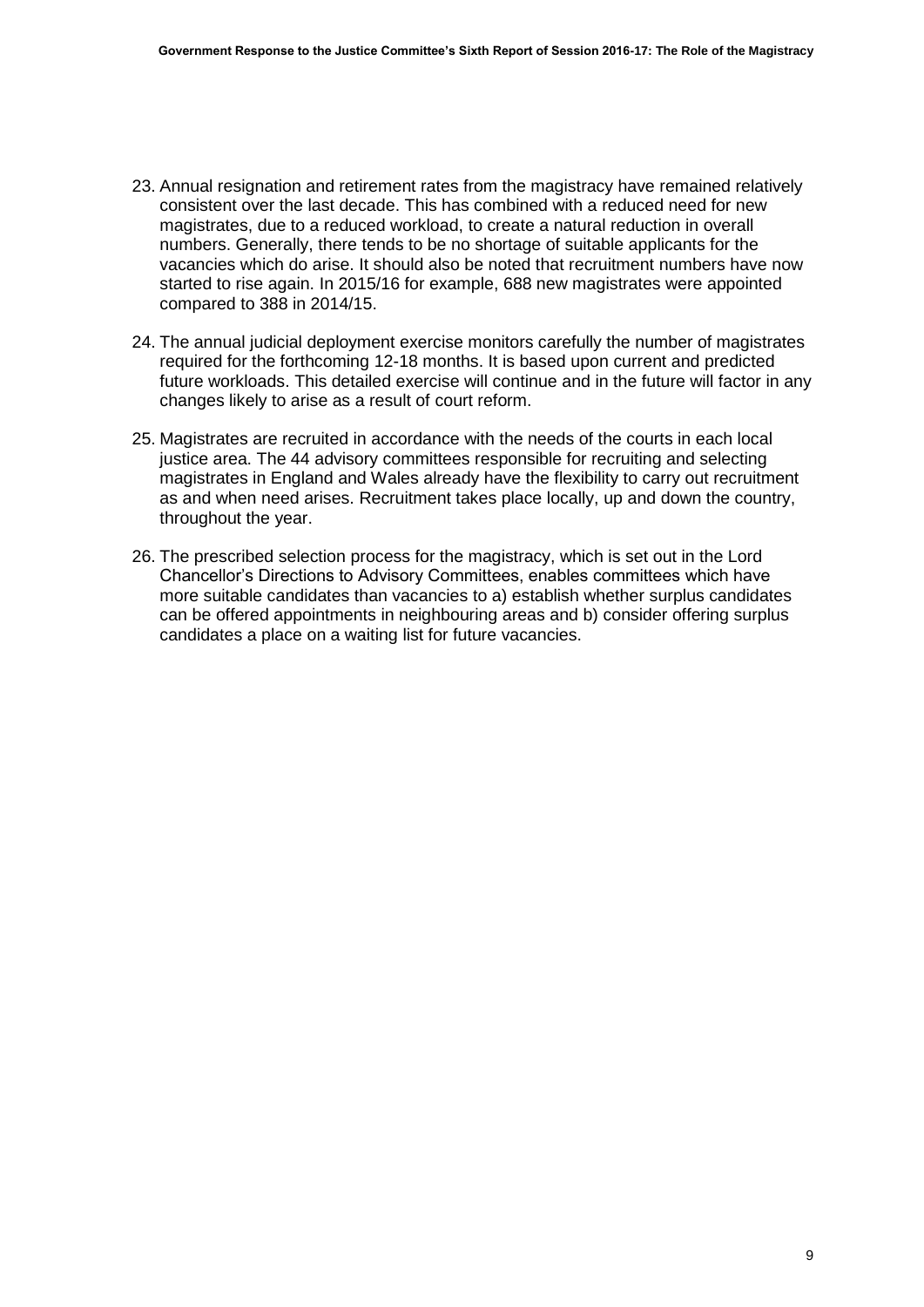23. Annual resignation and retirement rates from the magistracy have remained relatively consistent over the last decade. This has combined with a reduced need for new magistrates, due to a reduced workload, to create a natural reduction in overall numbers. Generally, there tends to be no shortage of suitable applicants for the vacancies which do arise. It should also be noted that recruitment numbers have now started to rise again. In 2015/16 for example, 688 new magistrates were appointed compared to 388 in 2014/15.

24. The annual judicial deployment exercise monitors carefully the number of magistrates required for the forthcoming 12-18 months. It is based upon current and predicted future workloads. This detailed exercise will continue and in the future will factor in any changes likely to arise as a result of court reform.

25. Magistrates are recruited in accordance with the needs of the courts in each local justice area. The 44 advisory committees responsible for recruiting and selecting magistrates in England and Wales already have the flexibility to carry out recruitment as and when need arises. Recruitment takes place locally, up and down the country, throughout the year.

26. The prescribed selection process for the magistracy, which is set out in the Lord Chancellor's Directions to Advisory Committees, enables committees which have more suitable candidates than vacancies to a) establish whether surplus candidates can be offered appointments in neighbouring areas and b) consider offering surplus candidates a place on a waiting list for future vacancies.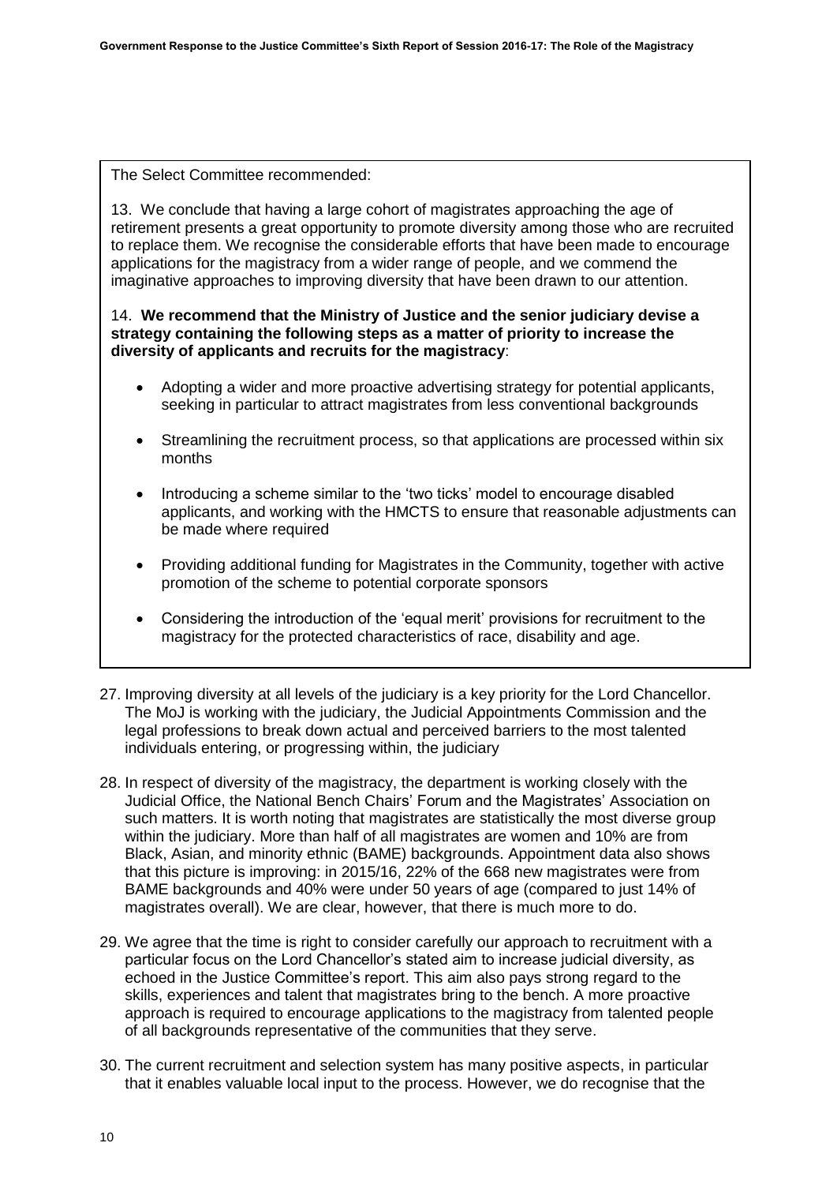The Select Committee recommended:

13. We conclude that having a large cohort of magistrates approaching the age of retirement presents a great opportunity to promote diversity among those who are recruited to replace them. We recognise the considerable efforts that have been made to encourage applications for the magistracy from a wider range of people, and we commend the imaginative approaches to improving diversity that have been drawn to our attention.

14. **We recommend that the Ministry of Justice and the senior judiciary devise a strategy containing the following steps as a matter of priority to increase the diversity of applicants and recruits for the magistracy**:

- Adopting a wider and more proactive advertising strategy for potential applicants, seeking in particular to attract magistrates from less conventional backgrounds
- Streamlining the recruitment process, so that applications are processed within six months
- Introducing a scheme similar to the 'two ticks' model to encourage disabled applicants, and working with the HMCTS to ensure that reasonable adjustments can be made where required
- Providing additional funding for Magistrates in the Community, together with active promotion of the scheme to potential corporate sponsors
- Considering the introduction of the 'equal merit' provisions for recruitment to the magistracy for the protected characteristics of race, disability and age.

27. Improving diversity at all levels of the judiciary is a key priority for the Lord Chancellor. The MoJ is working with the judiciary, the Judicial Appointments Commission and the legal professions to break down actual and perceived barriers to the most talented individuals entering, or progressing within, the judiciary

28. In respect of diversity of the magistracy, the department is working closely with the Judicial Office, the National Bench Chairs' Forum and the Magistrates' Association on such matters. It is worth noting that magistrates are statistically the most diverse group within the judiciary. More than half of all magistrates are women and 10% are from Black, Asian, and minority ethnic (BAME) backgrounds. Appointment data also shows that this picture is improving: in 2015/16, 22% of the 668 new magistrates were from BAME backgrounds and 40% were under 50 years of age (compared to just 14% of magistrates overall). We are clear, however, that there is much more to do.

29. We agree that the time is right to consider carefully our approach to recruitment with a particular focus on the Lord Chancellor's stated aim to increase judicial diversity, as echoed in the Justice Committee's report. This aim also pays strong regard to the skills, experiences and talent that magistrates bring to the bench. A more proactive approach is required to encourage applications to the magistracy from talented people of all backgrounds representative of the communities that they serve.

30. The current recruitment and selection system has many positive aspects, in particular that it enables valuable local input to the process. However, we do recognise that the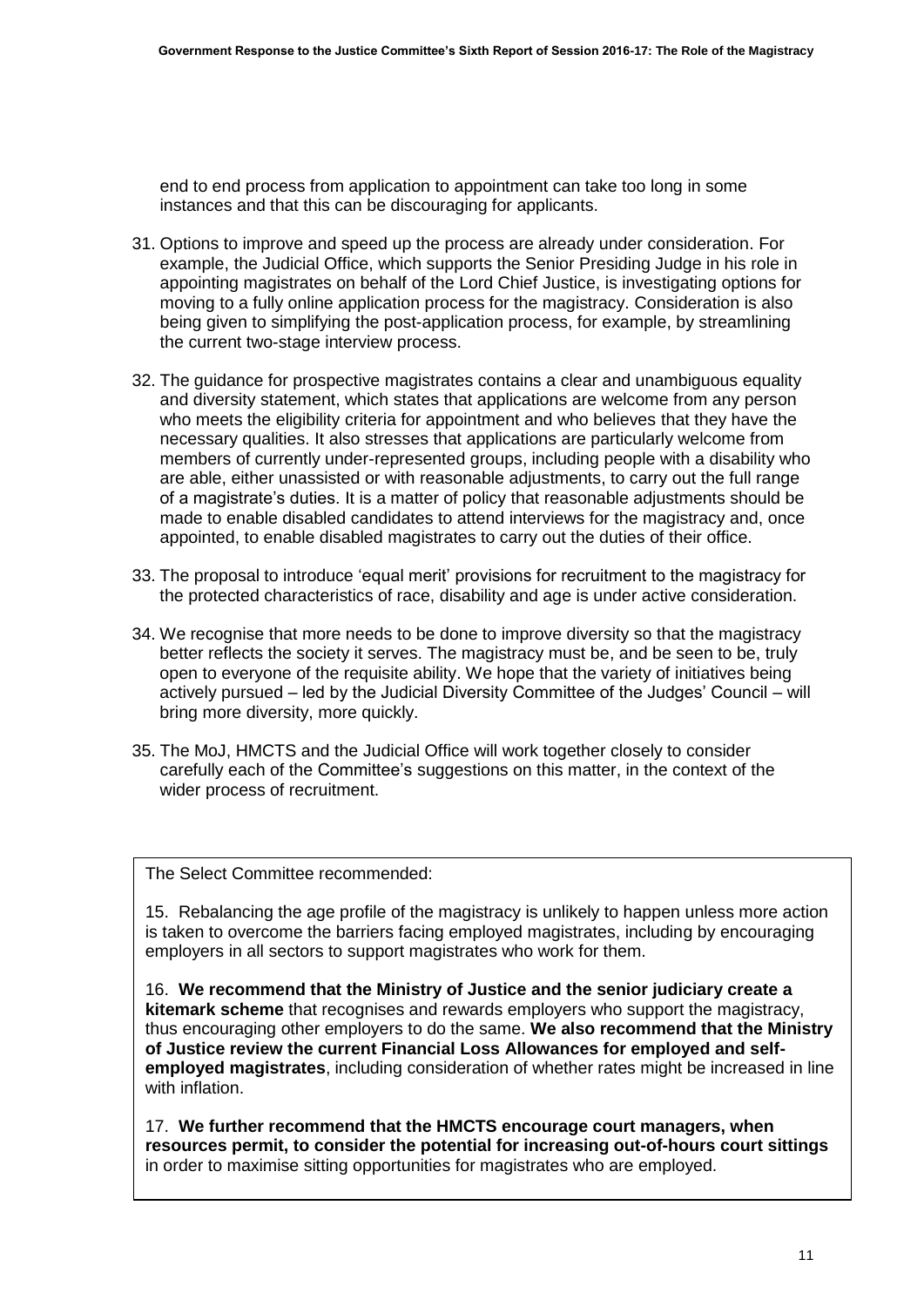end to end process from application to appointment can take too long in some instances and that this can be discouraging for applicants.

31. Options to improve and speed up the process are already under consideration. For example, the Judicial Office, which supports the Senior Presiding Judge in his role in appointing magistrates on behalf of the Lord Chief Justice, is investigating options for moving to a fully online application process for the magistracy. Consideration is also being given to simplifying the post-application process, for example, by streamlining the current two-stage interview process.

32. The guidance for prospective magistrates contains a clear and unambiguous equality and diversity statement, which states that applications are welcome from any person who meets the eligibility criteria for appointment and who believes that they have the necessary qualities. It also stresses that applications are particularly welcome from members of currently under-represented groups, including people with a disability who are able, either unassisted or with reasonable adjustments, to carry out the full range of a magistrate's duties. It is a matter of policy that reasonable adjustments should be made to enable disabled candidates to attend interviews for the magistracy and, once appointed, to enable disabled magistrates to carry out the duties of their office.

33. The proposal to introduce 'equal merit' provisions for recruitment to the magistracy for the protected characteristics of race, disability and age is under active consideration.

34. We recognise that more needs to be done to improve diversity so that the magistracy better reflects the society it serves. The magistracy must be, and be seen to be, truly open to everyone of the requisite ability. We hope that the variety of initiatives being actively pursued – led by the Judicial Diversity Committee of the Judges' Council – will bring more diversity, more quickly.

35. The MoJ, HMCTS and the Judicial Office will work together closely to consider carefully each of the Committee's suggestions on this matter, in the context of the wider process of recruitment.

> The Select Committee recommended:
>
> 15. Rebalancing the age profile of the magistracy is unlikely to happen unless more action is taken to overcome the barriers facing employed magistrates, including by encouraging employers in all sectors to support magistrates who work for them.
>
> 16. **We recommend that the Ministry of Justice and the senior judiciary create a kitemark scheme** that recognises and rewards employers who support the magistracy, thus encouraging other employers to do the same. **We also recommend that the Ministry of Justice review the current Financial Loss Allowances for employed and self-employed magistrates**, including consideration of whether rates might be increased in line with inflation.
>
> 17. **We further recommend that the HMCTS encourage court managers, when resources permit, to consider the potential for increasing out-of-hours court sittings** in order to maximise sitting opportunities for magistrates who are employed.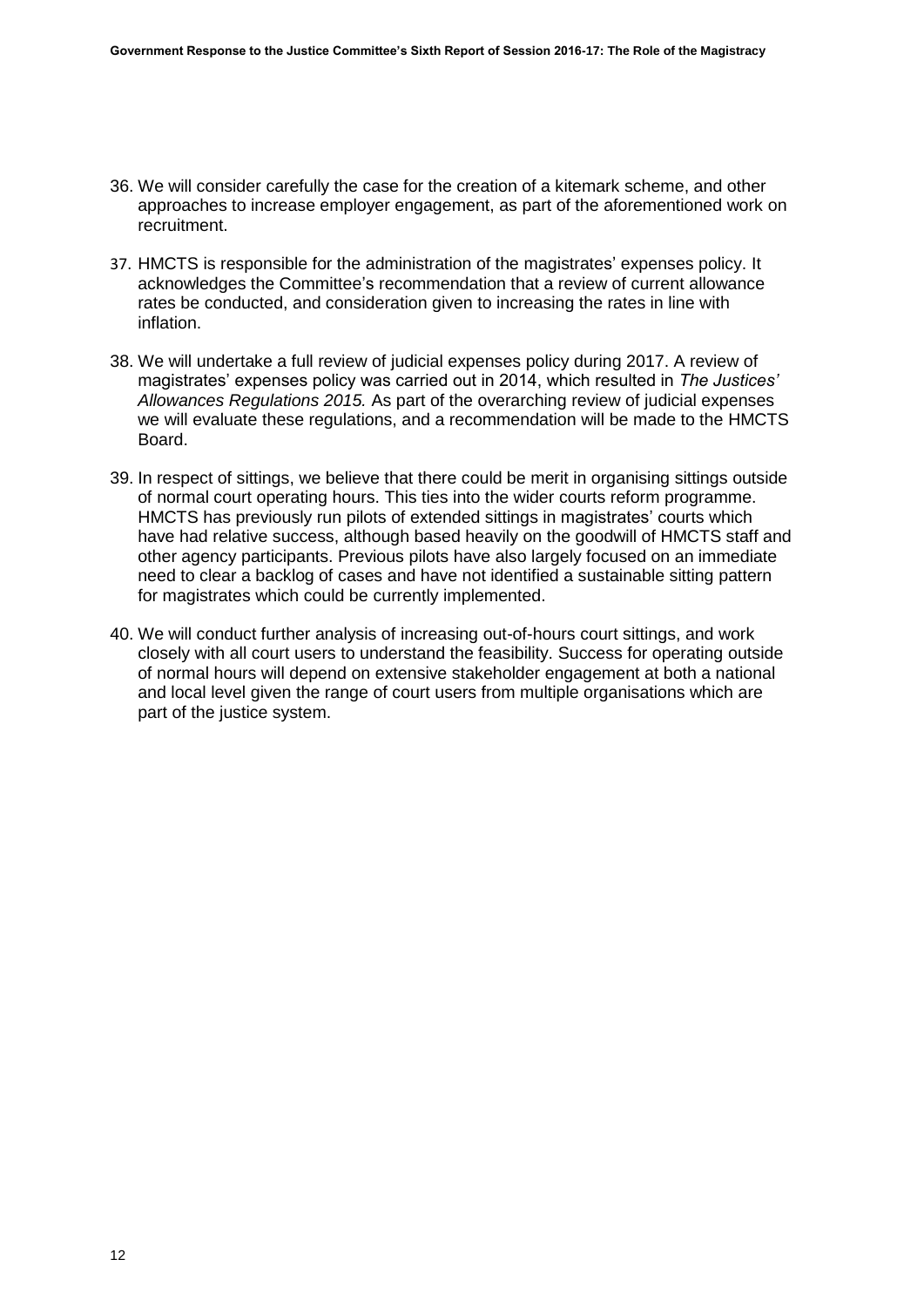36. We will consider carefully the case for the creation of a kitemark scheme, and other approaches to increase employer engagement, as part of the aforementioned work on recruitment.

37. HMCTS is responsible for the administration of the magistrates' expenses policy. It acknowledges the Committee's recommendation that a review of current allowance rates be conducted, and consideration given to increasing the rates in line with inflation.

38. We will undertake a full review of judicial expenses policy during 2017. A review of magistrates' expenses policy was carried out in 2014, which resulted in *The Justices' Allowances Regulations 2015.* As part of the overarching review of judicial expenses we will evaluate these regulations, and a recommendation will be made to the HMCTS Board.

39. In respect of sittings, we believe that there could be merit in organising sittings outside of normal court operating hours. This ties into the wider courts reform programme. HMCTS has previously run pilots of extended sittings in magistrates' courts which have had relative success, although based heavily on the goodwill of HMCTS staff and other agency participants. Previous pilots have also largely focused on an immediate need to clear a backlog of cases and have not identified a sustainable sitting pattern for magistrates which could be currently implemented.

40. We will conduct further analysis of increasing out-of-hours court sittings, and work closely with all court users to understand the feasibility. Success for operating outside of normal hours will depend on extensive stakeholder engagement at both a national and local level given the range of court users from multiple organisations which are part of the justice system.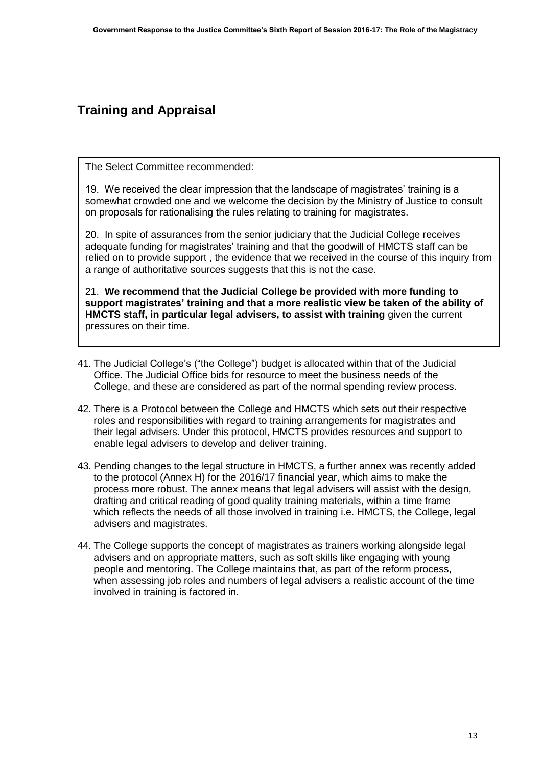## Training and Appraisal

The Select Committee recommended:

19. We received the clear impression that the landscape of magistrates' training is a somewhat crowded one and we welcome the decision by the Ministry of Justice to consult on proposals for rationalising the rules relating to training for magistrates.

20. In spite of assurances from the senior judiciary that the Judicial College receives adequate funding for magistrates' training and that the goodwill of HMCTS staff can be relied on to provide support , the evidence that we received in the course of this inquiry from a range of authoritative sources suggests that this is not the case.

21. **We recommend that the Judicial College be provided with more funding to support magistrates' training and that a more realistic view be taken of the ability of HMCTS staff, in particular legal advisers, to assist with training** given the current pressures on their time.

41. The Judicial College's ("the College") budget is allocated within that of the Judicial Office. The Judicial Office bids for resource to meet the business needs of the College, and these are considered as part of the normal spending review process.

42. There is a Protocol between the College and HMCTS which sets out their respective roles and responsibilities with regard to training arrangements for magistrates and their legal advisers. Under this protocol, HMCTS provides resources and support to enable legal advisers to develop and deliver training.

43. Pending changes to the legal structure in HMCTS, a further annex was recently added to the protocol (Annex H) for the 2016/17 financial year, which aims to make the process more robust. The annex means that legal advisers will assist with the design, drafting and critical reading of good quality training materials, within a time frame which reflects the needs of all those involved in training i.e. HMCTS, the College, legal advisers and magistrates.

44. The College supports the concept of magistrates as trainers working alongside legal advisers and on appropriate matters, such as soft skills like engaging with young people and mentoring. The College maintains that, as part of the reform process, when assessing job roles and numbers of legal advisers a realistic account of the time involved in training is factored in.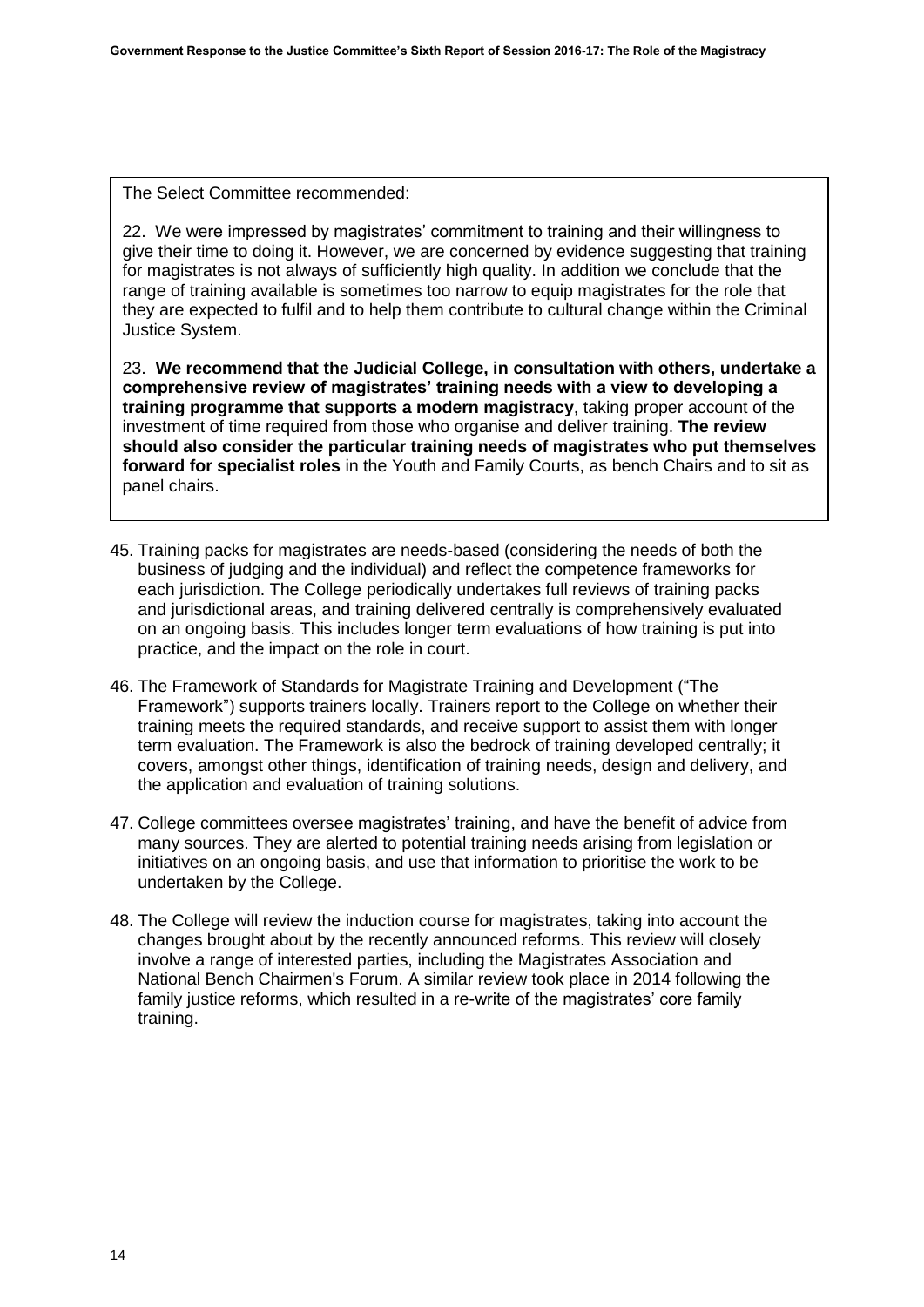The Select Committee recommended:

22. We were impressed by magistrates' commitment to training and their willingness to give their time to doing it. However, we are concerned by evidence suggesting that training for magistrates is not always of sufficiently high quality. In addition we conclude that the range of training available is sometimes too narrow to equip magistrates for the role that they are expected to fulfil and to help them contribute to cultural change within the Criminal Justice System.

23. **We recommend that the Judicial College, in consultation with others, undertake a comprehensive review of magistrates' training needs with a view to developing a training programme that supports a modern magistracy**, taking proper account of the investment of time required from those who organise and deliver training. **The review should also consider the particular training needs of magistrates who put themselves forward for specialist roles** in the Youth and Family Courts, as bench Chairs and to sit as panel chairs.

45. Training packs for magistrates are needs-based (considering the needs of both the business of judging and the individual) and reflect the competence frameworks for each jurisdiction. The College periodically undertakes full reviews of training packs and jurisdictional areas, and training delivered centrally is comprehensively evaluated on an ongoing basis. This includes longer term evaluations of how training is put into practice, and the impact on the role in court.

46. The Framework of Standards for Magistrate Training and Development ("The Framework") supports trainers locally. Trainers report to the College on whether their training meets the required standards, and receive support to assist them with longer term evaluation. The Framework is also the bedrock of training developed centrally; it covers, amongst other things, identification of training needs, design and delivery, and the application and evaluation of training solutions.

47. College committees oversee magistrates' training, and have the benefit of advice from many sources. They are alerted to potential training needs arising from legislation or initiatives on an ongoing basis, and use that information to prioritise the work to be undertaken by the College.

48. The College will review the induction course for magistrates, taking into account the changes brought about by the recently announced reforms. This review will closely involve a range of interested parties, including the Magistrates Association and National Bench Chairmen's Forum. A similar review took place in 2014 following the family justice reforms, which resulted in a re-write of the magistrates' core family training.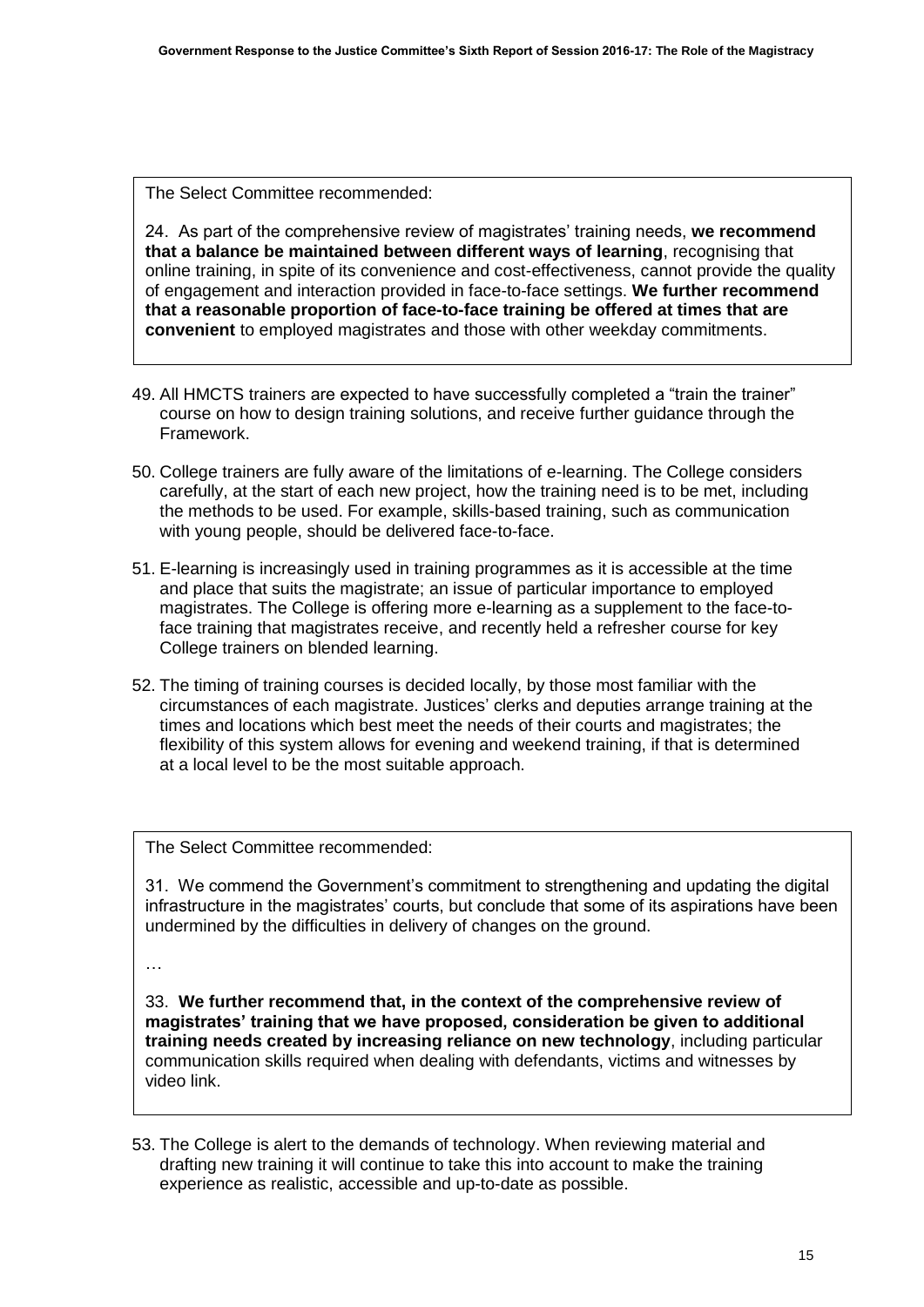> The Select Committee recommended:
>
> 24. As part of the comprehensive review of magistrates' training needs, **we recommend that a balance be maintained between different ways of learning**, recognising that online training, in spite of its convenience and cost-effectiveness, cannot provide the quality of engagement and interaction provided in face-to-face settings. **We further recommend that a reasonable proportion of face-to-face training be offered at times that are convenient** to employed magistrates and those with other weekday commitments.

49. All HMCTS trainers are expected to have successfully completed a "train the trainer" course on how to design training solutions, and receive further guidance through the Framework.

50. College trainers are fully aware of the limitations of e-learning. The College considers carefully, at the start of each new project, how the training need is to be met, including the methods to be used. For example, skills-based training, such as communication with young people, should be delivered face-to-face.

51. E-learning is increasingly used in training programmes as it is accessible at the time and place that suits the magistrate; an issue of particular importance to employed magistrates. The College is offering more e-learning as a supplement to the face-to-face training that magistrates receive, and recently held a refresher course for key College trainers on blended learning.

52. The timing of training courses is decided locally, by those most familiar with the circumstances of each magistrate. Justices' clerks and deputies arrange training at the times and locations which best meet the needs of their courts and magistrates; the flexibility of this system allows for evening and weekend training, if that is determined at a local level to be the most suitable approach.

> The Select Committee recommended:
>
> 31. We commend the Government's commitment to strengthening and updating the digital infrastructure in the magistrates' courts, but conclude that some of its aspirations have been undermined by the difficulties in delivery of changes on the ground.
>
> …
>
> 33. **We further recommend that, in the context of the comprehensive review of magistrates' training that we have proposed, consideration be given to additional training needs created by increasing reliance on new technology**, including particular communication skills required when dealing with defendants, victims and witnesses by video link.

53. The College is alert to the demands of technology. When reviewing material and drafting new training it will continue to take this into account to make the training experience as realistic, accessible and up-to-date as possible.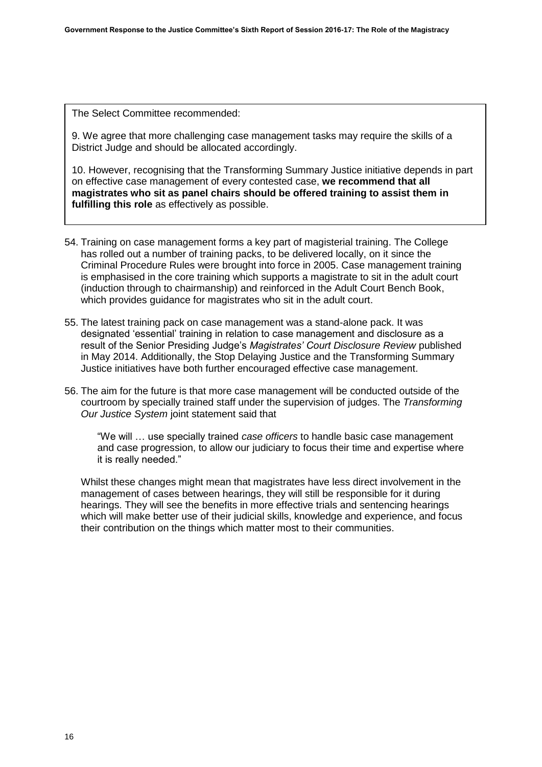The Select Committee recommended:

9. We agree that more challenging case management tasks may require the skills of a District Judge and should be allocated accordingly.

10. However, recognising that the Transforming Summary Justice initiative depends in part on effective case management of every contested case, **we recommend that all magistrates who sit as panel chairs should be offered training to assist them in fulfilling this role** as effectively as possible.

54. Training on case management forms a key part of magisterial training. The College has rolled out a number of training packs, to be delivered locally, on it since the Criminal Procedure Rules were brought into force in 2005. Case management training is emphasised in the core training which supports a magistrate to sit in the adult court (induction through to chairmanship) and reinforced in the Adult Court Bench Book, which provides guidance for magistrates who sit in the adult court.

55. The latest training pack on case management was a stand-alone pack. It was designated 'essential' training in relation to case management and disclosure as a result of the Senior Presiding Judge's *Magistrates' Court Disclosure Review* published in May 2014. Additionally, the Stop Delaying Justice and the Transforming Summary Justice initiatives have both further encouraged effective case management.

56. The aim for the future is that more case management will be conducted outside of the courtroom by specially trained staff under the supervision of judges. The *Transforming Our Justice System* joint statement said that

> "We will … use specially trained *case officers* to handle basic case management and case progression, to allow our judiciary to focus their time and expertise where it is really needed."

Whilst these changes might mean that magistrates have less direct involvement in the management of cases between hearings, they will still be responsible for it during hearings. They will see the benefits in more effective trials and sentencing hearings which will make better use of their judicial skills, knowledge and experience, and focus their contribution on the things which matter most to their communities.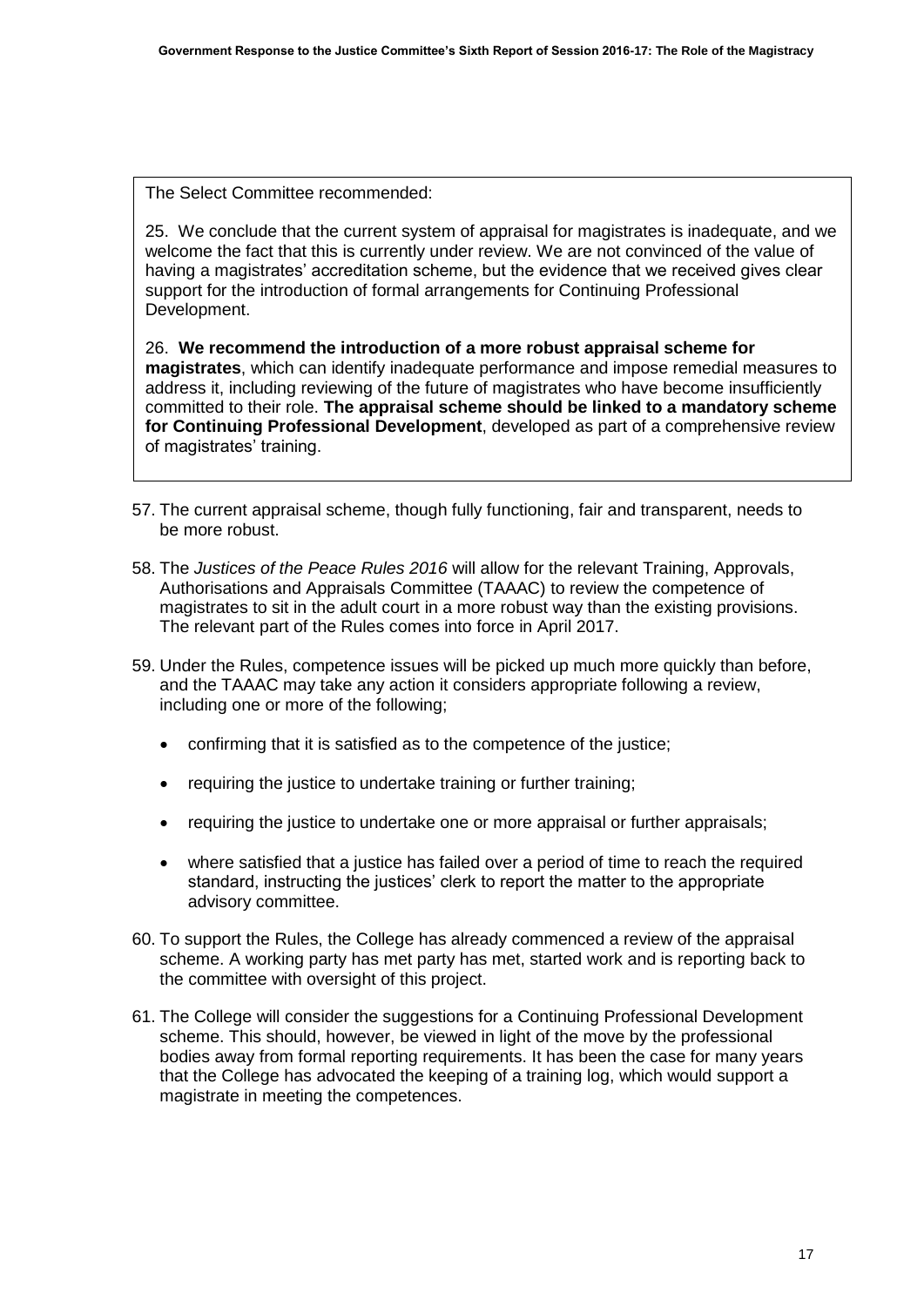The Select Committee recommended:

25. We conclude that the current system of appraisal for magistrates is inadequate, and we welcome the fact that this is currently under review. We are not convinced of the value of having a magistrates' accreditation scheme, but the evidence that we received gives clear support for the introduction of formal arrangements for Continuing Professional Development.

26. **We recommend the introduction of a more robust appraisal scheme for magistrates**, which can identify inadequate performance and impose remedial measures to address it, including reviewing of the future of magistrates who have become insufficiently committed to their role. **The appraisal scheme should be linked to a mandatory scheme for Continuing Professional Development**, developed as part of a comprehensive review of magistrates' training.

57. The current appraisal scheme, though fully functioning, fair and transparent, needs to be more robust.

58. The *Justices of the Peace Rules 2016* will allow for the relevant Training, Approvals, Authorisations and Appraisals Committee (TAAAC) to review the competence of magistrates to sit in the adult court in a more robust way than the existing provisions. The relevant part of the Rules comes into force in April 2017.

59. Under the Rules, competence issues will be picked up much more quickly than before, and the TAAAC may take any action it considers appropriate following a review, including one or more of the following;

    - confirming that it is satisfied as to the competence of the justice;
    - requiring the justice to undertake training or further training;
    - requiring the justice to undertake one or more appraisal or further appraisals;
    - where satisfied that a justice has failed over a period of time to reach the required standard, instructing the justices' clerk to report the matter to the appropriate advisory committee.

60. To support the Rules, the College has already commenced a review of the appraisal scheme. A working party has met party has met, started work and is reporting back to the committee with oversight of this project.

61. The College will consider the suggestions for a Continuing Professional Development scheme. This should, however, be viewed in light of the move by the professional bodies away from formal reporting requirements. It has been the case for many years that the College has advocated the keeping of a training log, which would support a magistrate in meeting the competences.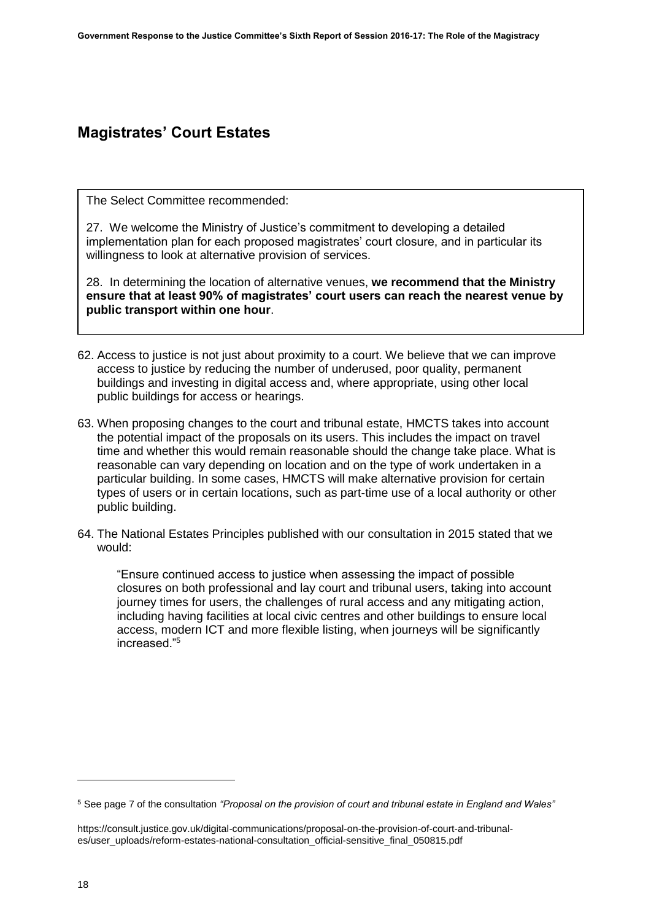## Magistrates' Court Estates

The Select Committee recommended:

27. We welcome the Ministry of Justice's commitment to developing a detailed implementation plan for each proposed magistrates' court closure, and in particular its willingness to look at alternative provision of services.

28. In determining the location of alternative venues, **we recommend that the Ministry ensure that at least 90% of magistrates' court users can reach the nearest venue by public transport within one hour**.

62. Access to justice is not just about proximity to a court. We believe that we can improve access to justice by reducing the number of underused, poor quality, permanent buildings and investing in digital access and, where appropriate, using other local public buildings for access or hearings.

63. When proposing changes to the court and tribunal estate, HMCTS takes into account the potential impact of the proposals on its users. This includes the impact on travel time and whether this would remain reasonable should the change take place. What is reasonable can vary depending on location and on the type of work undertaken in a particular building. In some cases, HMCTS will make alternative provision for certain types of users or in certain locations, such as part-time use of a local authority or other public building.

64. The National Estates Principles published with our consultation in 2015 stated that we would:

> "Ensure continued access to justice when assessing the impact of possible closures on both professional and lay court and tribunal users, taking into account journey times for users, the challenges of rural access and any mitigating action, including having facilities at local civic centres and other buildings to ensure local access, modern ICT and more flexible listing, when journeys will be significantly increased."[5]

---

[5] See page 7 of the consultation *"Proposal on the provision of court and tribunal estate in England and Wales"*

https://consult.justice.gov.uk/digital-communications/proposal-on-the-provision-of-court-and-tribunal-es/user_uploads/reform-estates-national-consultation_official-sensitive_final_050815.pdf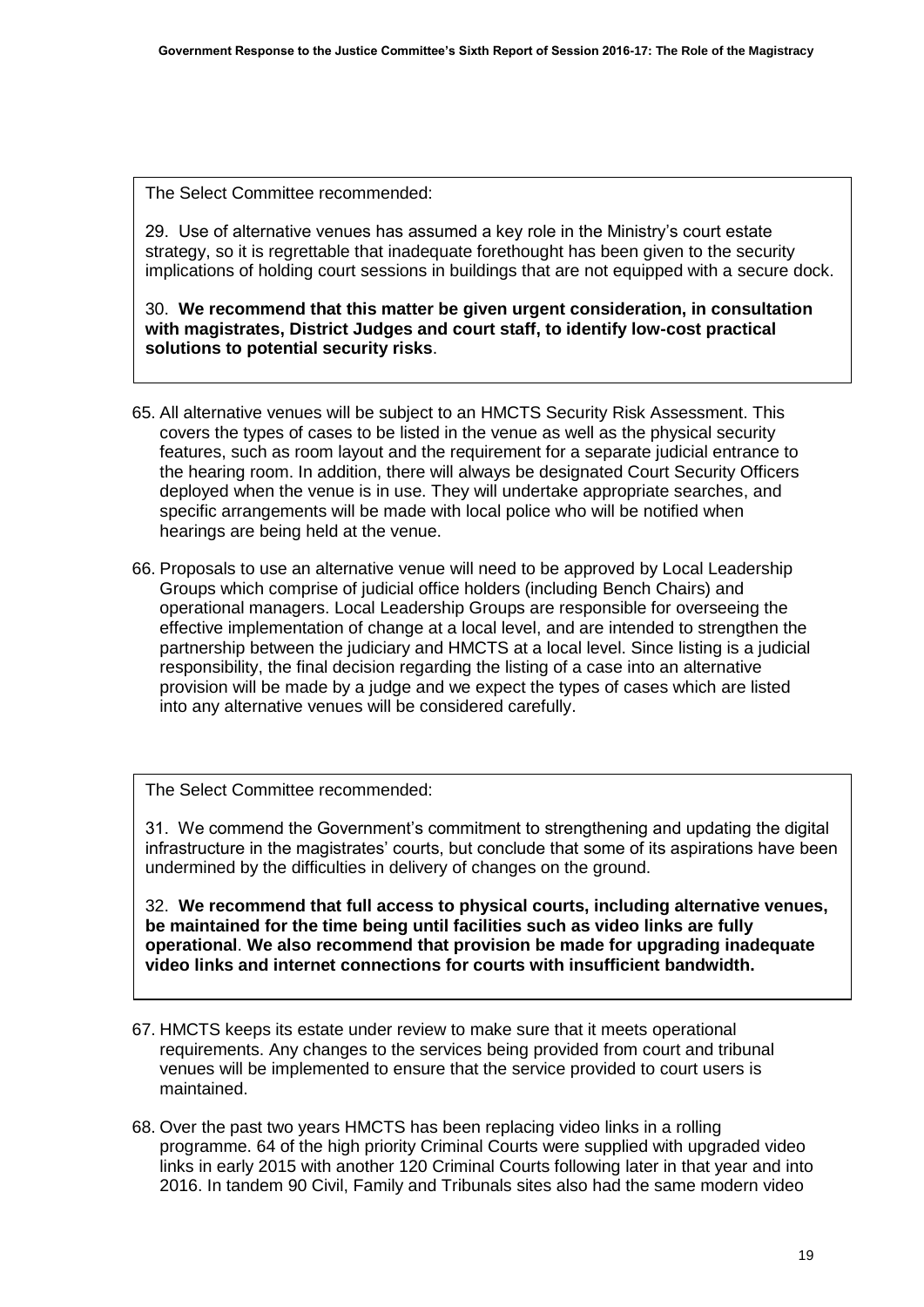The Select Committee recommended:

29. Use of alternative venues has assumed a key role in the Ministry's court estate strategy, so it is regrettable that inadequate forethought has been given to the security implications of holding court sessions in buildings that are not equipped with a secure dock.

30. **We recommend that this matter be given urgent consideration, in consultation with magistrates, District Judges and court staff, to identify low-cost practical solutions to potential security risks**.

65. All alternative venues will be subject to an HMCTS Security Risk Assessment. This covers the types of cases to be listed in the venue as well as the physical security features, such as room layout and the requirement for a separate judicial entrance to the hearing room. In addition, there will always be designated Court Security Officers deployed when the venue is in use. They will undertake appropriate searches, and specific arrangements will be made with local police who will be notified when hearings are being held at the venue.

66. Proposals to use an alternative venue will need to be approved by Local Leadership Groups which comprise of judicial office holders (including Bench Chairs) and operational managers. Local Leadership Groups are responsible for overseeing the effective implementation of change at a local level, and are intended to strengthen the partnership between the judiciary and HMCTS at a local level. Since listing is a judicial responsibility, the final decision regarding the listing of a case into an alternative provision will be made by a judge and we expect the types of cases which are listed into any alternative venues will be considered carefully.

The Select Committee recommended:

31. We commend the Government's commitment to strengthening and updating the digital infrastructure in the magistrates' courts, but conclude that some of its aspirations have been undermined by the difficulties in delivery of changes on the ground.

32. **We recommend that full access to physical courts, including alternative venues, be maintained for the time being until facilities such as video links are fully operational**. **We also recommend that provision be made for upgrading inadequate video links and internet connections for courts with insufficient bandwidth.**

67. HMCTS keeps its estate under review to make sure that it meets operational requirements. Any changes to the services being provided from court and tribunal venues will be implemented to ensure that the service provided to court users is maintained.

68. Over the past two years HMCTS has been replacing video links in a rolling programme. 64 of the high priority Criminal Courts were supplied with upgraded video links in early 2015 with another 120 Criminal Courts following later in that year and into 2016. In tandem 90 Civil, Family and Tribunals sites also had the same modern video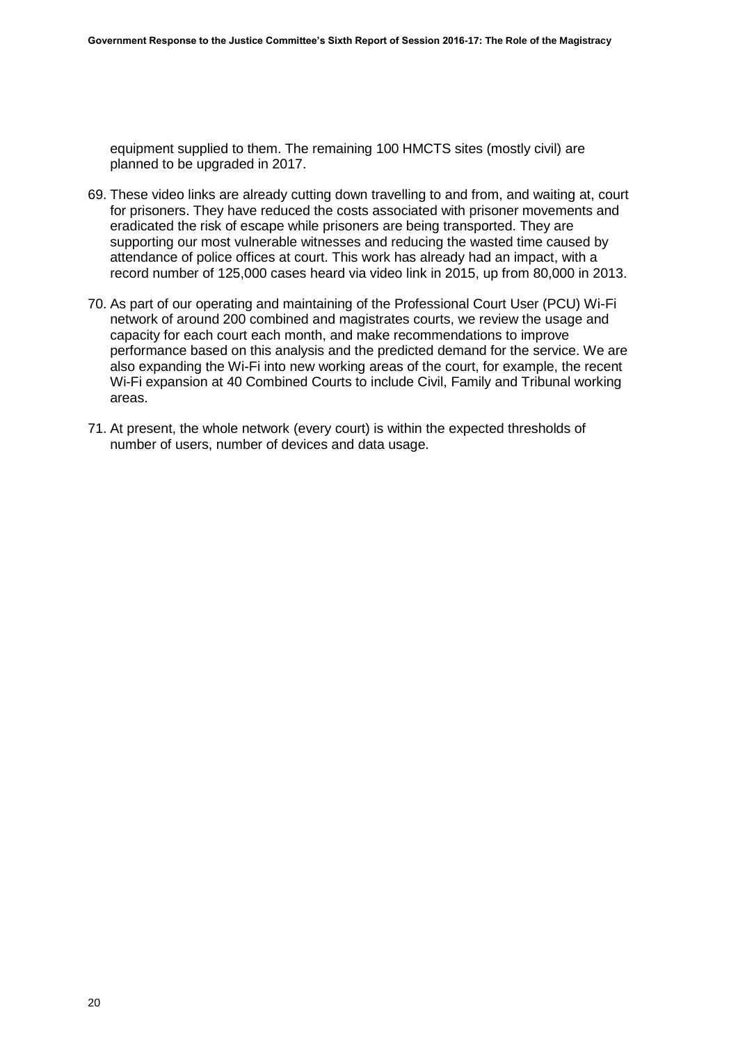equipment supplied to them. The remaining 100 HMCTS sites (mostly civil) are planned to be upgraded in 2017.

69. These video links are already cutting down travelling to and from, and waiting at, court for prisoners. They have reduced the costs associated with prisoner movements and eradicated the risk of escape while prisoners are being transported. They are supporting our most vulnerable witnesses and reducing the wasted time caused by attendance of police offices at court. This work has already had an impact, with a record number of 125,000 cases heard via video link in 2015, up from 80,000 in 2013.

70. As part of our operating and maintaining of the Professional Court User (PCU) Wi-Fi network of around 200 combined and magistrates courts, we review the usage and capacity for each court each month, and make recommendations to improve performance based on this analysis and the predicted demand for the service. We are also expanding the Wi-Fi into new working areas of the court, for example, the recent Wi-Fi expansion at 40 Combined Courts to include Civil, Family and Tribunal working areas.

71. At present, the whole network (every court) is within the expected thresholds of number of users, number of devices and data usage.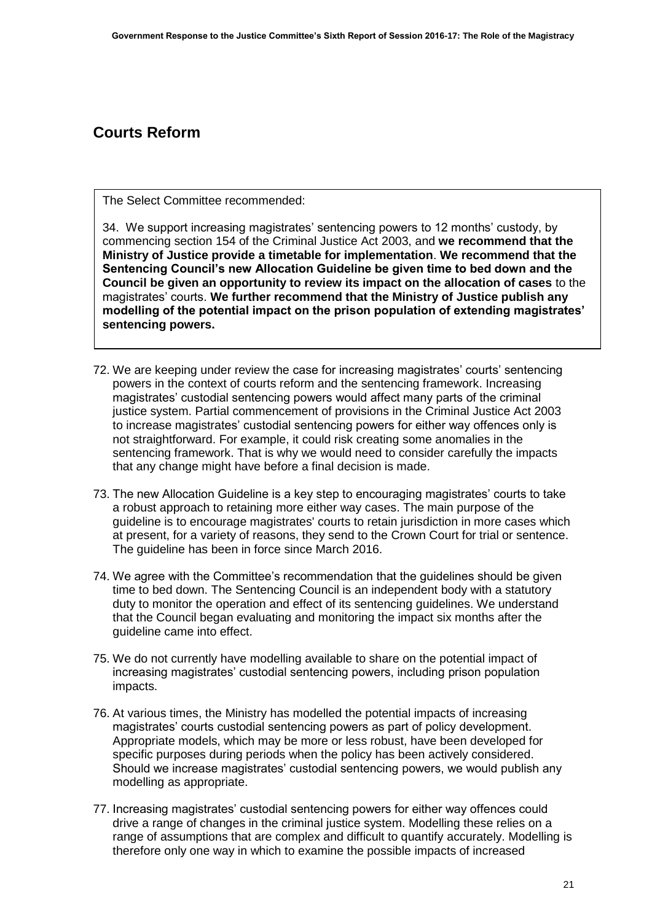## Courts Reform

The Select Committee recommended:

34. We support increasing magistrates' sentencing powers to 12 months' custody, by commencing section 154 of the Criminal Justice Act 2003, and **we recommend that the Ministry of Justice provide a timetable for implementation**. **We recommend that the Sentencing Council's new Allocation Guideline be given time to bed down and the Council be given an opportunity to review its impact on the allocation of cases** to the magistrates' courts. **We further recommend that the Ministry of Justice publish any modelling of the potential impact on the prison population of extending magistrates' sentencing powers.**

72. We are keeping under review the case for increasing magistrates' courts' sentencing powers in the context of courts reform and the sentencing framework. Increasing magistrates' custodial sentencing powers would affect many parts of the criminal justice system. Partial commencement of provisions in the Criminal Justice Act 2003 to increase magistrates' custodial sentencing powers for either way offences only is not straightforward. For example, it could risk creating some anomalies in the sentencing framework. That is why we would need to consider carefully the impacts that any change might have before a final decision is made.

73. The new Allocation Guideline is a key step to encouraging magistrates' courts to take a robust approach to retaining more either way cases. The main purpose of the guideline is to encourage magistrates' courts to retain jurisdiction in more cases which at present, for a variety of reasons, they send to the Crown Court for trial or sentence. The guideline has been in force since March 2016.

74. We agree with the Committee's recommendation that the guidelines should be given time to bed down. The Sentencing Council is an independent body with a statutory duty to monitor the operation and effect of its sentencing guidelines. We understand that the Council began evaluating and monitoring the impact six months after the guideline came into effect.

75. We do not currently have modelling available to share on the potential impact of increasing magistrates' custodial sentencing powers, including prison population impacts.

76. At various times, the Ministry has modelled the potential impacts of increasing magistrates' courts custodial sentencing powers as part of policy development. Appropriate models, which may be more or less robust, have been developed for specific purposes during periods when the policy has been actively considered. Should we increase magistrates' custodial sentencing powers, we would publish any modelling as appropriate.

77. Increasing magistrates' custodial sentencing powers for either way offences could drive a range of changes in the criminal justice system. Modelling these relies on a range of assumptions that are complex and difficult to quantify accurately. Modelling is therefore only one way in which to examine the possible impacts of increased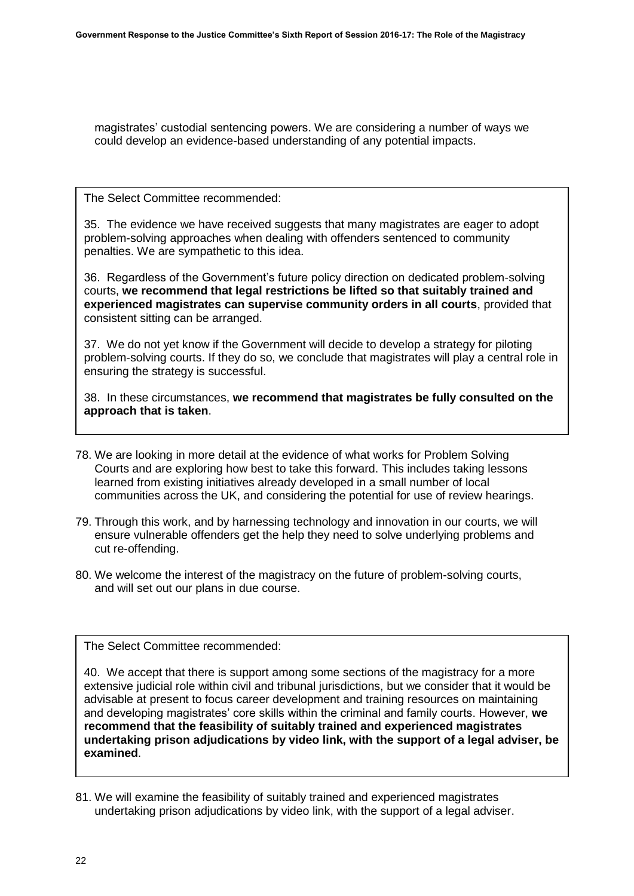magistrates' custodial sentencing powers. We are considering a number of ways we could develop an evidence-based understanding of any potential impacts.

> The Select Committee recommended:
>
> 35. The evidence we have received suggests that many magistrates are eager to adopt problem-solving approaches when dealing with offenders sentenced to community penalties. We are sympathetic to this idea.
>
> 36. Regardless of the Government's future policy direction on dedicated problem-solving courts, **we recommend that legal restrictions be lifted so that suitably trained and experienced magistrates can supervise community orders in all courts**, provided that consistent sitting can be arranged.
>
> 37. We do not yet know if the Government will decide to develop a strategy for piloting problem-solving courts. If they do so, we conclude that magistrates will play a central role in ensuring the strategy is successful.
>
> 38. In these circumstances, **we recommend that magistrates be fully consulted on the approach that is taken**.

78. We are looking in more detail at the evidence of what works for Problem Solving Courts and are exploring how best to take this forward. This includes taking lessons learned from existing initiatives already developed in a small number of local communities across the UK, and considering the potential for use of review hearings.

79. Through this work, and by harnessing technology and innovation in our courts, we will ensure vulnerable offenders get the help they need to solve underlying problems and cut re-offending.

80. We welcome the interest of the magistracy on the future of problem-solving courts, and will set out our plans in due course.

> The Select Committee recommended:
>
> 40. We accept that there is support among some sections of the magistracy for a more extensive judicial role within civil and tribunal jurisdictions, but we consider that it would be advisable at present to focus career development and training resources on maintaining and developing magistrates' core skills within the criminal and family courts. However, **we recommend that the feasibility of suitably trained and experienced magistrates undertaking prison adjudications by video link, with the support of a legal adviser, be examined**.

81. We will examine the feasibility of suitably trained and experienced magistrates undertaking prison adjudications by video link, with the support of a legal adviser.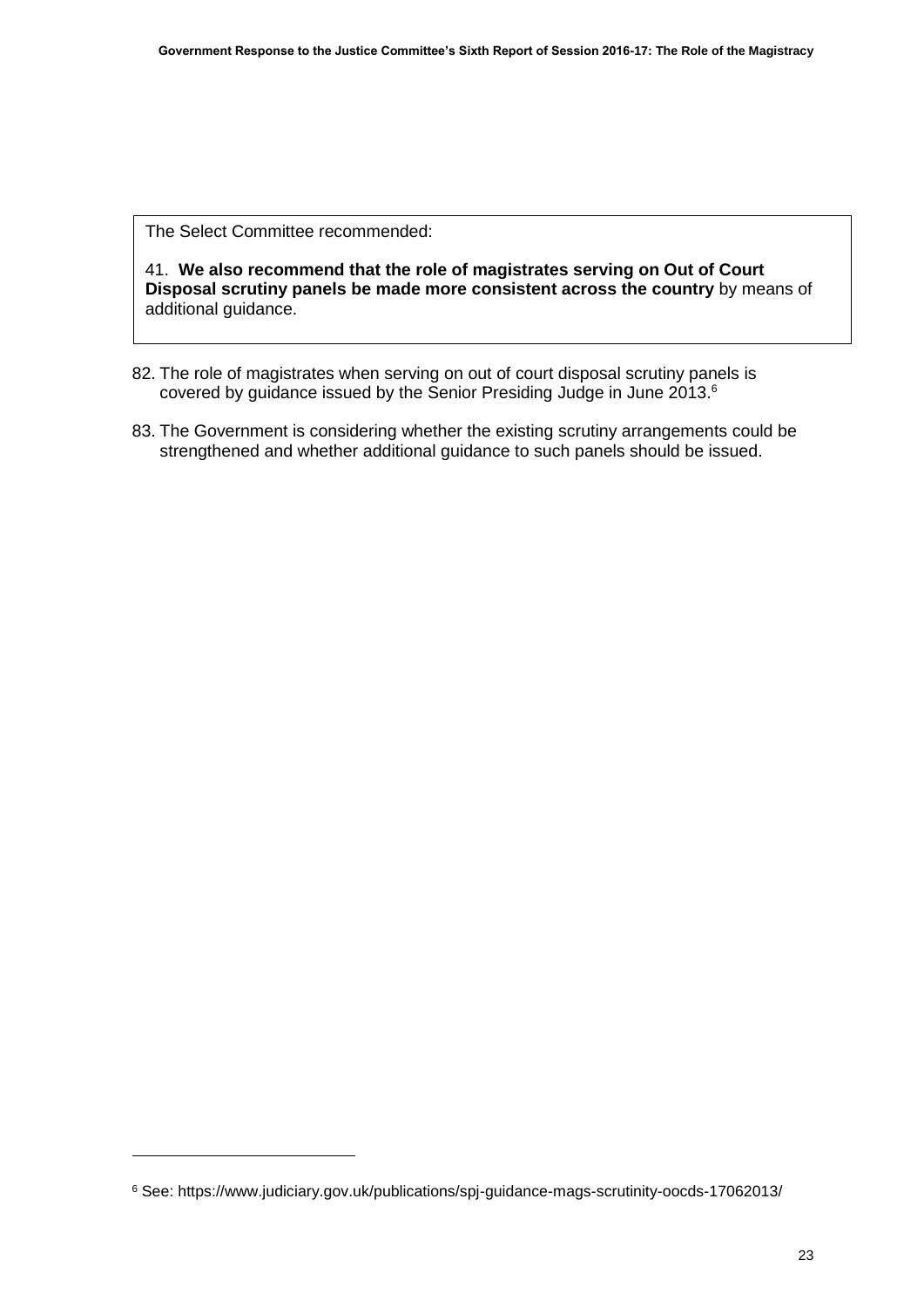The Select Committee recommended:

41. **We also recommend that the role of magistrates serving on Out of Court Disposal scrutiny panels be made more consistent across the country** by means of additional guidance.

82. The role of magistrates when serving on out of court disposal scrutiny panels is covered by guidance issued by the Senior Presiding Judge in June 2013.[6]

83. The Government is considering whether the existing scrutiny arrangements could be strengthened and whether additional guidance to such panels should be issued.

---

[6] See: https://www.judiciary.gov.uk/publications/spj-guidance-mags-scrutinity-oocds-17062013/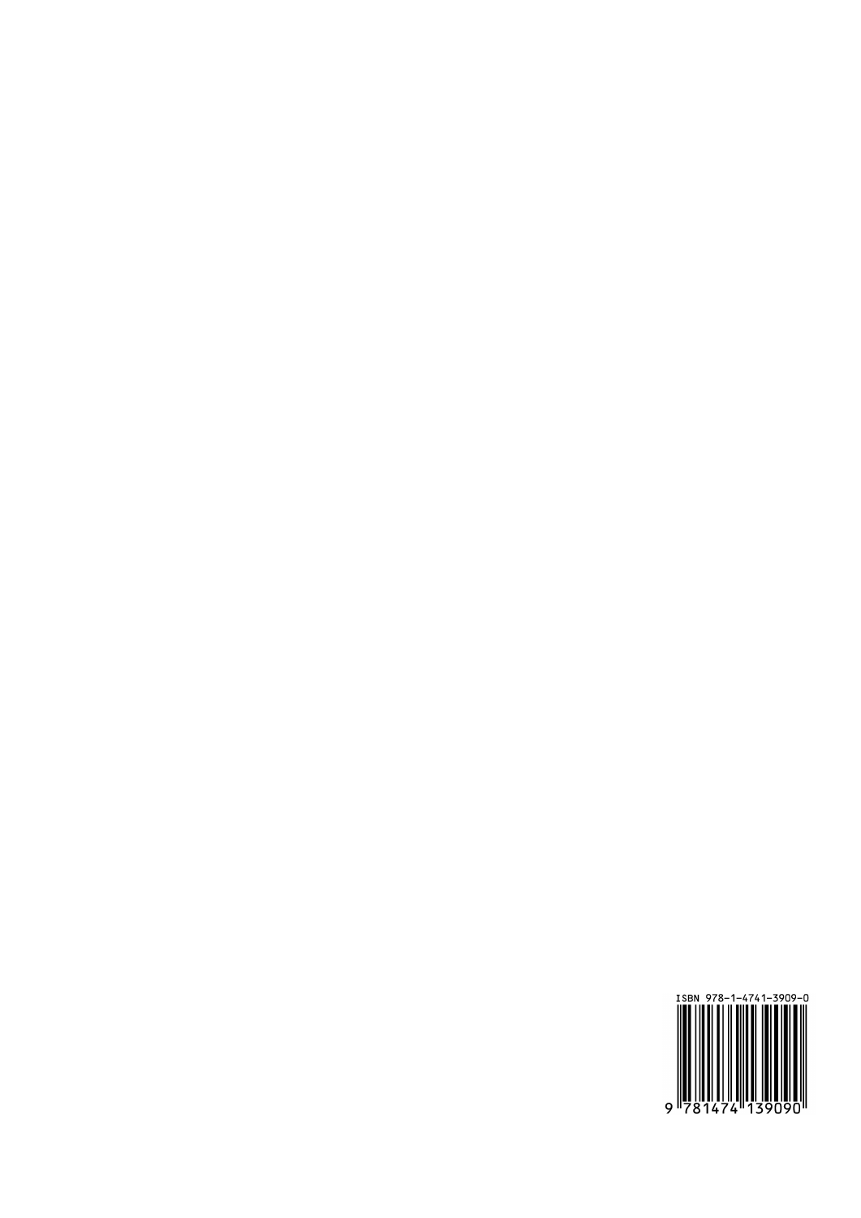ISBN 978-1-4741-3909-0

9 781474 139090